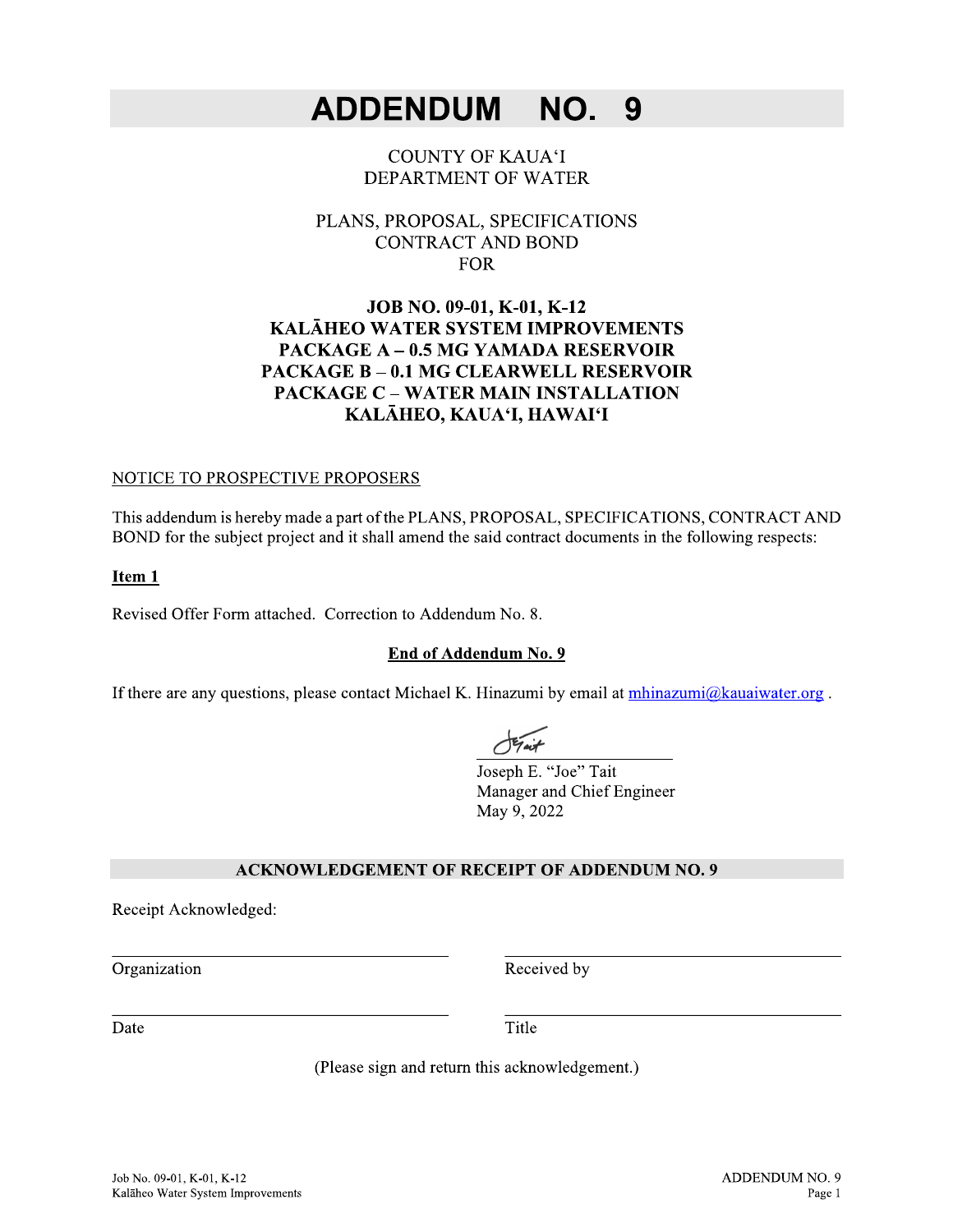# ADDENDUM NO. 9

COUNTY OF KAUAʻI
DEPARTMENT OF WATER

PLANS, PROPOSAL, SPECIFICATIONS
CONTRACT AND BOND
FOR

**JOB NO. 09-01, K-01, K-12**
**KALĀHEO WATER SYSTEM IMPROVEMENTS**
**PACKAGE A – 0.5 MG YAMADA RESERVOIR**
**PACKAGE B – 0.1 MG CLEARWELL RESERVOIR**
**PACKAGE C – WATER MAIN INSTALLATION**
**KALĀHEO, KAUAʻI, HAWAIʻI**

NOTICE TO PROSPECTIVE PROPOSERS

This addendum is hereby made a part of the PLANS, PROPOSAL, SPECIFICATIONS, CONTRACT AND BOND for the subject project and it shall amend the said contract documents in the following respects:

**Item 1**

Revised Offer Form attached. Correction to Addendum No. 8.

**End of Addendum No. 9**

If there are any questions, please contact Michael K. Hinazumi by email at mhinazumi@kauaiwater.org .

Joseph E. "Joe" Tait
Manager and Chief Engineer
May 9, 2022

**ACKNOWLEDGEMENT OF RECEIPT OF ADDENDUM NO. 9**

Receipt Acknowledged:

| | |
|---|---|
| Organization | Received by |
| Date | Title |

(Please sign and return this acknowledgement.)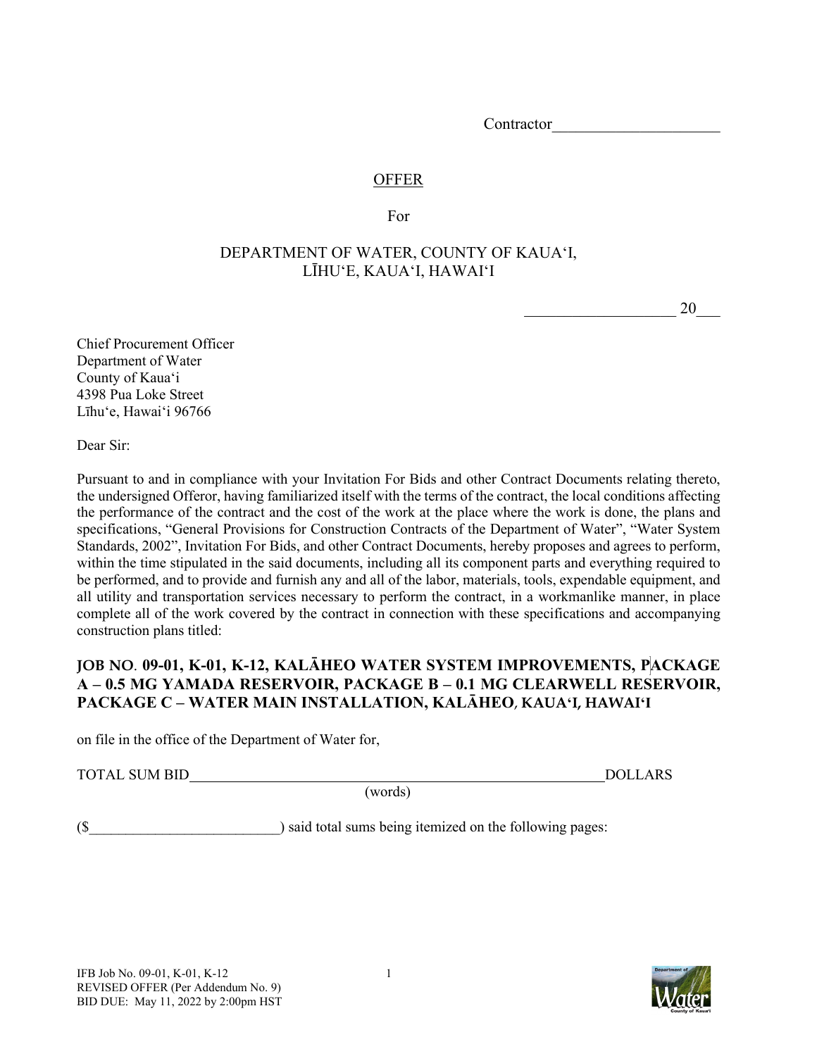Contractor_____________________

## OFFER

For

DEPARTMENT OF WATER, COUNTY OF KAUAʻI,
LĪHUʻE, KAUAʻI, HAWAIʻI

___________________ 20___

Chief Procurement Officer
Department of Water
County of Kauaʻi
4398 Pua Loke Street
Līhuʻe, Hawaiʻi 96766

Dear Sir:

Pursuant to and in compliance with your Invitation For Bids and other Contract Documents relating thereto, the undersigned Offeror, having familiarized itself with the terms of the contract, the local conditions affecting the performance of the contract and the cost of the work at the place where the work is done, the plans and specifications, "General Provisions for Construction Contracts of the Department of Water", "Water System Standards, 2002", Invitation For Bids, and other Contract Documents, hereby proposes and agrees to perform, within the time stipulated in the said documents, including all its component parts and everything required to be performed, and to provide and furnish any and all of the labor, materials, tools, expendable equipment, and all utility and transportation services necessary to perform the contract, in a workmanlike manner, in place complete all of the work covered by the contract in connection with these specifications and accompanying construction plans titled:

**JOB NO. 09-01, K-01, K-12, KALĀHEO WATER SYSTEM IMPROVEMENTS, PACKAGE A – 0.5 MG YAMADA RESERVOIR, PACKAGE B – 0.1 MG CLEARWELL RESERVOIR, PACKAGE C – WATER MAIN INSTALLATION, KALĀHEO, KAUAʻI, HAWAIʻI**

on file in the office of the Department of Water for,

TOTAL SUM BID____________________________________________________________DOLLARS
(words)

($_________________________) said total sums being itemized on the following pages:

IFB Job No. 09-01, K-01, K-12
REVISED OFFER (Per Addendum No. 9)
BID DUE: May 11, 2022 by 2:00pm HST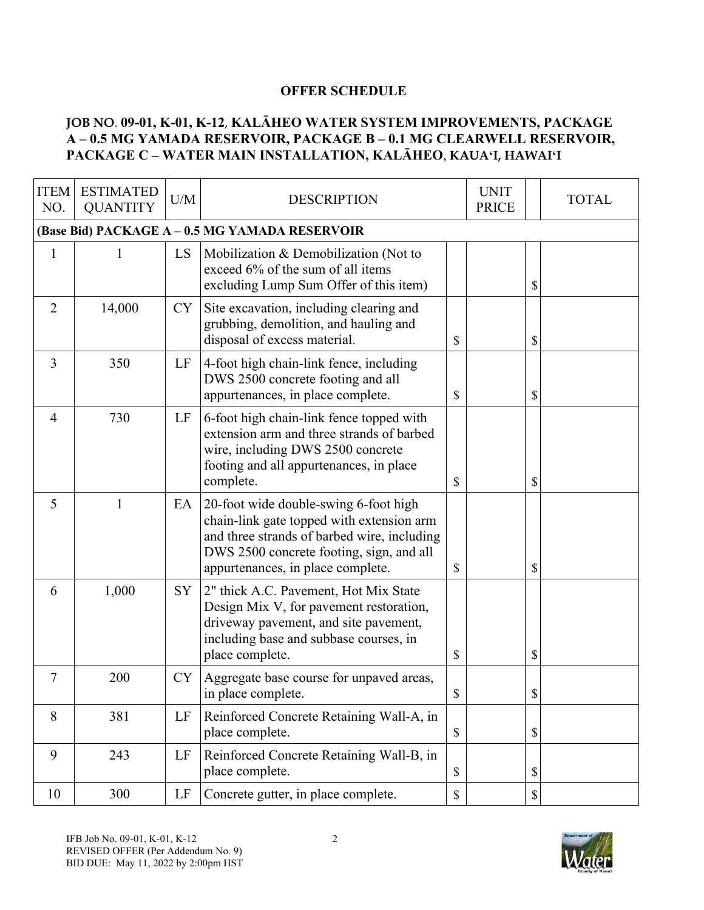## OFFER SCHEDULE

### JOB NO. 09-01, K-01, K-12, KALĀHEO WATER SYSTEM IMPROVEMENTS, PACKAGE A – 0.5 MG YAMADA RESERVOIR, PACKAGE B – 0.1 MG CLEARWELL RESERVOIR, PACKAGE C – WATER MAIN INSTALLATION, KALĀHEO, KAUAʻI, HAWAIʻI

| ITEM NO. | ESTIMATED QUANTITY | U/M | DESCRIPTION | | UNIT PRICE | | TOTAL |
|---|---|---|---|---|---|---|---|
| **(Base Bid) PACKAGE A – 0.5 MG YAMADA RESERVOIR** | | | | | | | |
| 1 | 1 | LS | Mobilization & Demobilization (Not to exceed 6% of the sum of all items excluding Lump Sum Offer of this item) | | | $ | |
| 2 | 14,000 | CY | Site excavation, including clearing and grubbing, demolition, and hauling and disposal of excess material. | $ | | $ | |
| 3 | 350 | LF | 4-foot high chain-link fence, including DWS 2500 concrete footing and all appurtenances, in place complete. | $ | | $ | |
| 4 | 730 | LF | 6-foot high chain-link fence topped with extension arm and three strands of barbed wire, including DWS 2500 concrete footing and all appurtenances, in place complete. | $ | | $ | |
| 5 | 1 | EA | 20-foot wide double-swing 6-foot high chain-link gate topped with extension arm and three strands of barbed wire, including DWS 2500 concrete footing, sign, and all appurtenances, in place complete. | $ | | $ | |
| 6 | 1,000 | SY | 2" thick A.C. Pavement, Hot Mix State Design Mix V, for pavement restoration, driveway pavement, and site pavement, including base and subbase courses, in place complete. | $ | | $ | |
| 7 | 200 | CY | Aggregate base course for unpaved areas, in place complete. | $ | | $ | |
| 8 | 381 | LF | Reinforced Concrete Retaining Wall-A, in place complete. | $ | | $ | |
| 9 | 243 | LF | Reinforced Concrete Retaining Wall-B, in place complete. | $ | | $ | |
| 10 | 300 | LF | Concrete gutter, in place complete. | $ | | $ | |

IFB Job No. 09-01, K-01, K-12
REVISED OFFER (Per Addendum No. 9)
BID DUE: May 11, 2022 by 2:00pm HST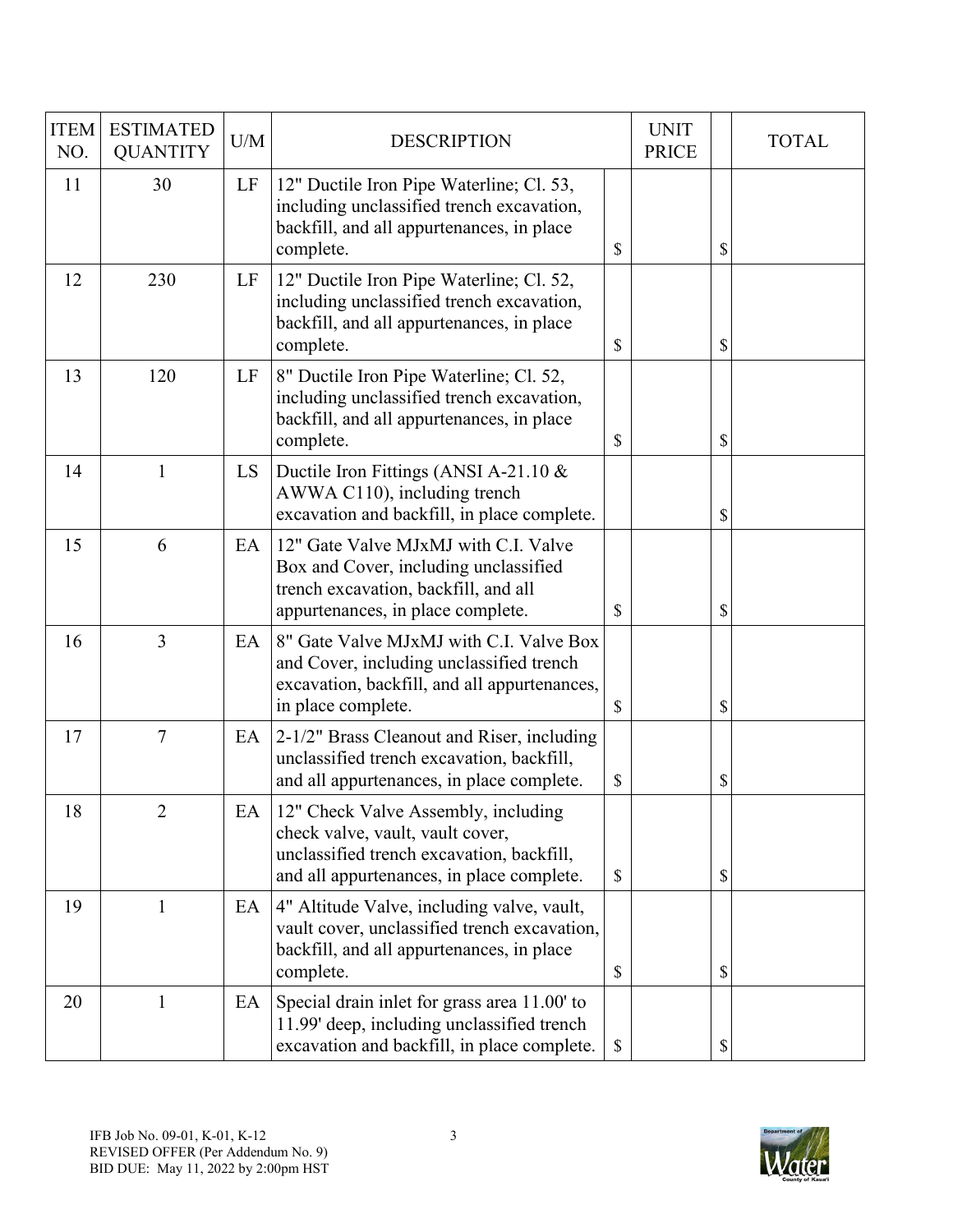| ITEM NO. | ESTIMATED QUANTITY | U/M | DESCRIPTION | UNIT PRICE | TOTAL |
|---|---|---|---|---|---|
| 11 | 30 | LF | 12" Ductile Iron Pipe Waterline; Cl. 53, including unclassified trench excavation, backfill, and all appurtenances, in place complete. | $ | $ |
| 12 | 230 | LF | 12" Ductile Iron Pipe Waterline; Cl. 52, including unclassified trench excavation, backfill, and all appurtenances, in place complete. | $ | $ |
| 13 | 120 | LF | 8" Ductile Iron Pipe Waterline; Cl. 52, including unclassified trench excavation, backfill, and all appurtenances, in place complete. | $ | $ |
| 14 | 1 | LS | Ductile Iron Fittings (ANSI A-21.10 & AWWA C110), including trench excavation and backfill, in place complete. | | $ |
| 15 | 6 | EA | 12" Gate Valve MJxMJ with C.I. Valve Box and Cover, including unclassified trench excavation, backfill, and all appurtenances, in place complete. | $ | $ |
| 16 | 3 | EA | 8" Gate Valve MJxMJ with C.I. Valve Box and Cover, including unclassified trench excavation, backfill, and all appurtenances, in place complete. | $ | $ |
| 17 | 7 | EA | 2-1/2" Brass Cleanout and Riser, including unclassified trench excavation, backfill, and all appurtenances, in place complete. | $ | $ |
| 18 | 2 | EA | 12" Check Valve Assembly, including check valve, vault, vault cover, unclassified trench excavation, backfill, and all appurtenances, in place complete. | $ | $ |
| 19 | 1 | EA | 4" Altitude Valve, including valve, vault, vault cover, unclassified trench excavation, backfill, and all appurtenances, in place complete. | $ | $ |
| 20 | 1 | EA | Special drain inlet for grass area 11.00' to 11.99' deep, including unclassified trench excavation and backfill, in place complete. | $ | $ |

IFB Job No. 09-01, K-01, K-12
REVISED OFFER (Per Addendum No. 9)
BID DUE: May 11, 2022 by 2:00pm HST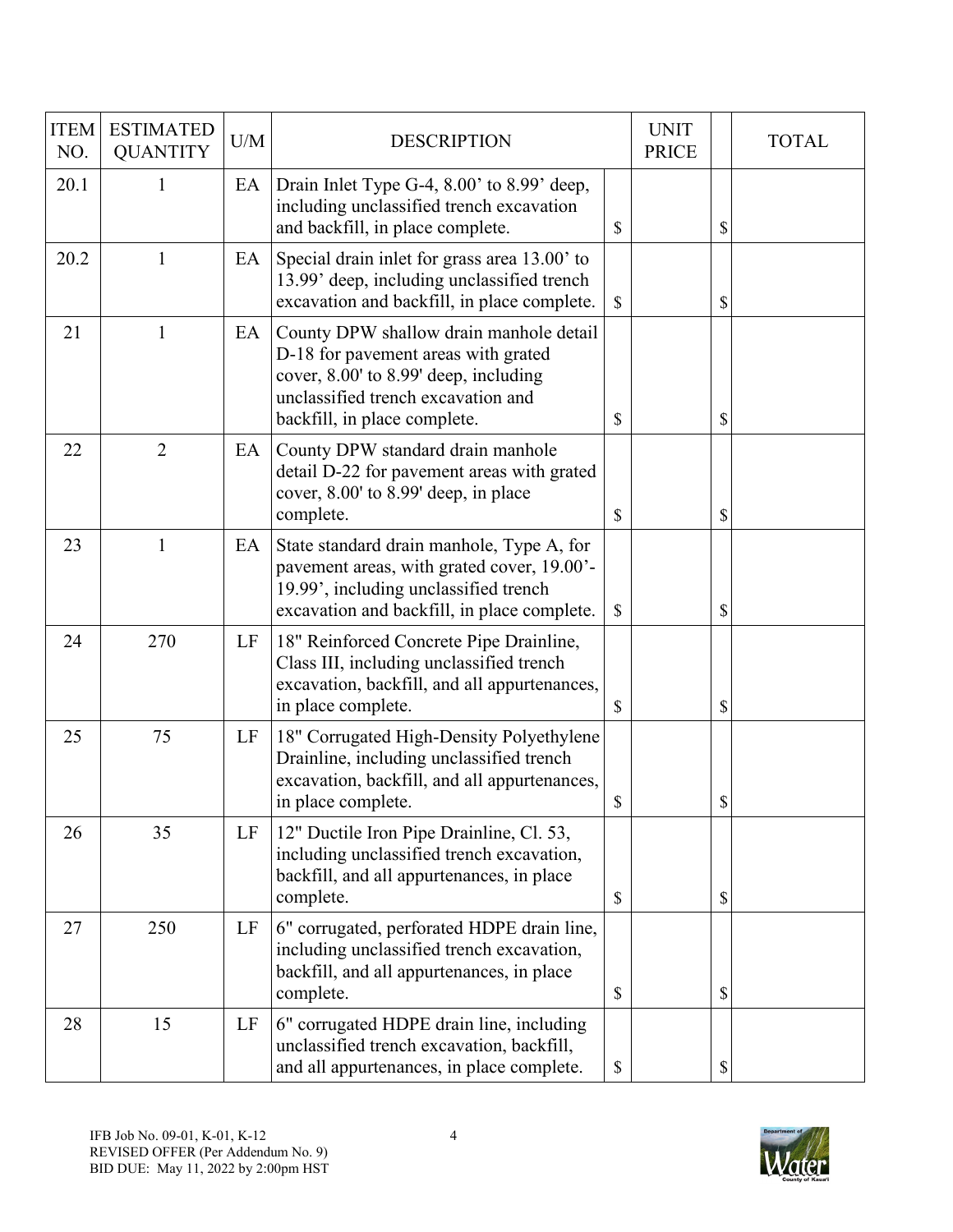| ITEM NO. | ESTIMATED QUANTITY | U/M | DESCRIPTION | UNIT PRICE | | TOTAL |
|---|---|---|---|---|---|---|
| 20.1 | 1 | EA | Drain Inlet Type G-4, 8.00' to 8.99' deep, including unclassified trench excavation and backfill, in place complete. | $ | $ | |
| 20.2 | 1 | EA | Special drain inlet for grass area 13.00' to 13.99' deep, including unclassified trench excavation and backfill, in place complete. | $ | $ | |
| 21 | 1 | EA | County DPW shallow drain manhole detail D-18 for pavement areas with grated cover, 8.00' to 8.99' deep, including unclassified trench excavation and backfill, in place complete. | $ | $ | |
| 22 | 2 | EA | County DPW standard drain manhole detail D-22 for pavement areas with grated cover, 8.00' to 8.99' deep, in place complete. | $ | $ | |
| 23 | 1 | EA | State standard drain manhole, Type A, for pavement areas, with grated cover, 19.00'-19.99', including unclassified trench excavation and backfill, in place complete. | $ | $ | |
| 24 | 270 | LF | 18" Reinforced Concrete Pipe Drainline, Class III, including unclassified trench excavation, backfill, and all appurtenances, in place complete. | $ | $ | |
| 25 | 75 | LF | 18" Corrugated High-Density Polyethylene Drainline, including unclassified trench excavation, backfill, and all appurtenances, in place complete. | $ | $ | |
| 26 | 35 | LF | 12" Ductile Iron Pipe Drainline, Cl. 53, including unclassified trench excavation, backfill, and all appurtenances, in place complete. | $ | $ | |
| 27 | 250 | LF | 6" corrugated, perforated HDPE drain line, including unclassified trench excavation, backfill, and all appurtenances, in place complete. | $ | $ | |
| 28 | 15 | LF | 6" corrugated HDPE drain line, including unclassified trench excavation, backfill, and all appurtenances, in place complete. | $ | $ | |

IFB Job No. 09-01, K-01, K-12
REVISED OFFER (Per Addendum No. 9)
BID DUE: May 11, 2022 by 2:00pm HST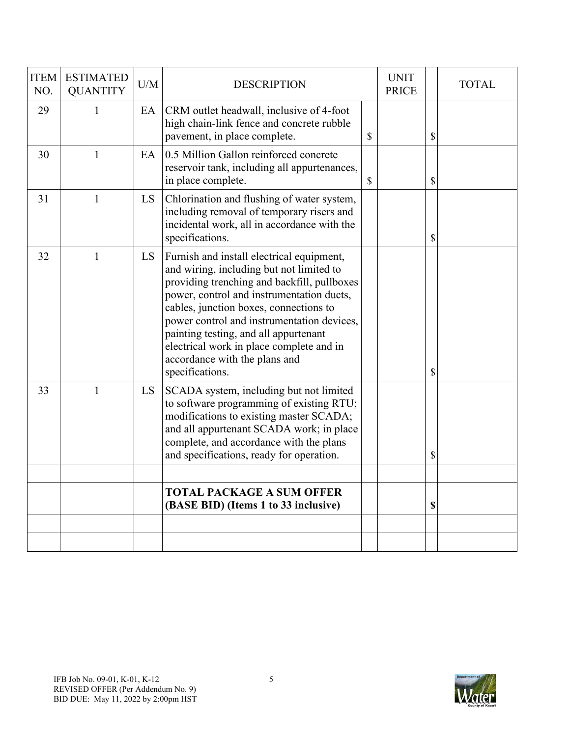| ITEM NO. | ESTIMATED QUANTITY | U/M | DESCRIPTION | | UNIT PRICE | | TOTAL |
|---|---|---|---|---|---|---|---|
| 29 | 1 | EA | CRM outlet headwall, inclusive of 4-foot high chain-link fence and concrete rubble pavement, in place complete. | $ | | $ | |
| 30 | 1 | EA | 0.5 Million Gallon reinforced concrete reservoir tank, including all appurtenances, in place complete. | $ | | $ | |
| 31 | 1 | LS | Chlorination and flushing of water system, including removal of temporary risers and incidental work, all in accordance with the specifications. | | | $ | |
| 32 | 1 | LS | Furnish and install electrical equipment, and wiring, including but not limited to providing trenching and backfill, pullboxes power, control and instrumentation ducts, cables, junction boxes, connections to power control and instrumentation devices, painting testing, and all appurtenant electrical work in place complete and in accordance with the plans and specifications. | | | $ | |
| 33 | 1 | LS | SCADA system, including but not limited to software programming of existing RTU; modifications to existing master SCADA; and all appurtenant SCADA work; in place complete, and accordance with the plans and specifications, ready for operation. | | | $ | |
| | | | | | | | |
| | | | **TOTAL PACKAGE A SUM OFFER (BASE BID) (Items 1 to 33 inclusive)** | | | **$** | |
| | | | | | | | |
| | | | | | | | |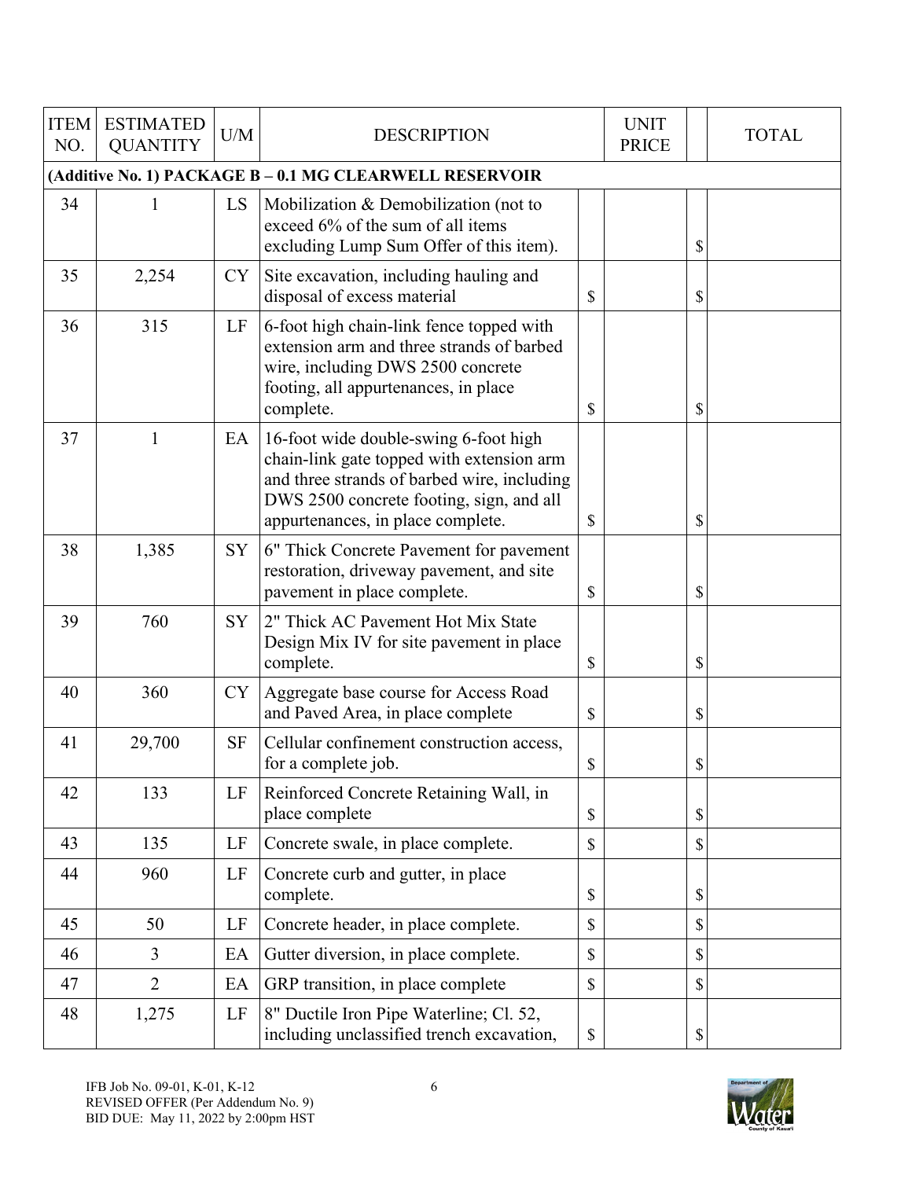| ITEM NO. | ESTIMATED QUANTITY | U/M | DESCRIPTION | UNIT PRICE | | | TOTAL |
|---|---|---|---|---|---|---|---|
| **(Additive No. 1) PACKAGE B – 0.1 MG CLEARWELL RESERVOIR** | | | | | | | |
| 34 | 1 | LS | Mobilization & Demobilization (not to exceed 6% of the sum of all items excluding Lump Sum Offer of this item). | | | $ | |
| 35 | 2,254 | CY | Site excavation, including hauling and disposal of excess material | $ | | $ | |
| 36 | 315 | LF | 6-foot high chain-link fence topped with extension arm and three strands of barbed wire, including DWS 2500 concrete footing, all appurtenances, in place complete. | $ | | $ | |
| 37 | 1 | EA | 16-foot wide double-swing 6-foot high chain-link gate topped with extension arm and three strands of barbed wire, including DWS 2500 concrete footing, sign, and all appurtenances, in place complete. | $ | | $ | |
| 38 | 1,385 | SY | 6" Thick Concrete Pavement for pavement restoration, driveway pavement, and site pavement in place complete. | $ | | $ | |
| 39 | 760 | SY | 2" Thick AC Pavement Hot Mix State Design Mix IV for site pavement in place complete. | $ | | $ | |
| 40 | 360 | CY | Aggregate base course for Access Road and Paved Area, in place complete | $ | | $ | |
| 41 | 29,700 | SF | Cellular confinement construction access, for a complete job. | $ | | $ | |
| 42 | 133 | LF | Reinforced Concrete Retaining Wall, in place complete | $ | | $ | |
| 43 | 135 | LF | Concrete swale, in place complete. | $ | | $ | |
| 44 | 960 | LF | Concrete curb and gutter, in place complete. | $ | | $ | |
| 45 | 50 | LF | Concrete header, in place complete. | $ | | $ | |
| 46 | 3 | EA | Gutter diversion, in place complete. | $ | | $ | |
| 47 | 2 | EA | GRP transition, in place complete | $ | | $ | |
| 48 | 1,275 | LF | 8" Ductile Iron Pipe Waterline; Cl. 52, including unclassified trench excavation, | $ | | $ | |

IFB Job No. 09-01, K-01, K-12
REVISED OFFER (Per Addendum No. 9)
BID DUE: May 11, 2022 by 2:00pm HST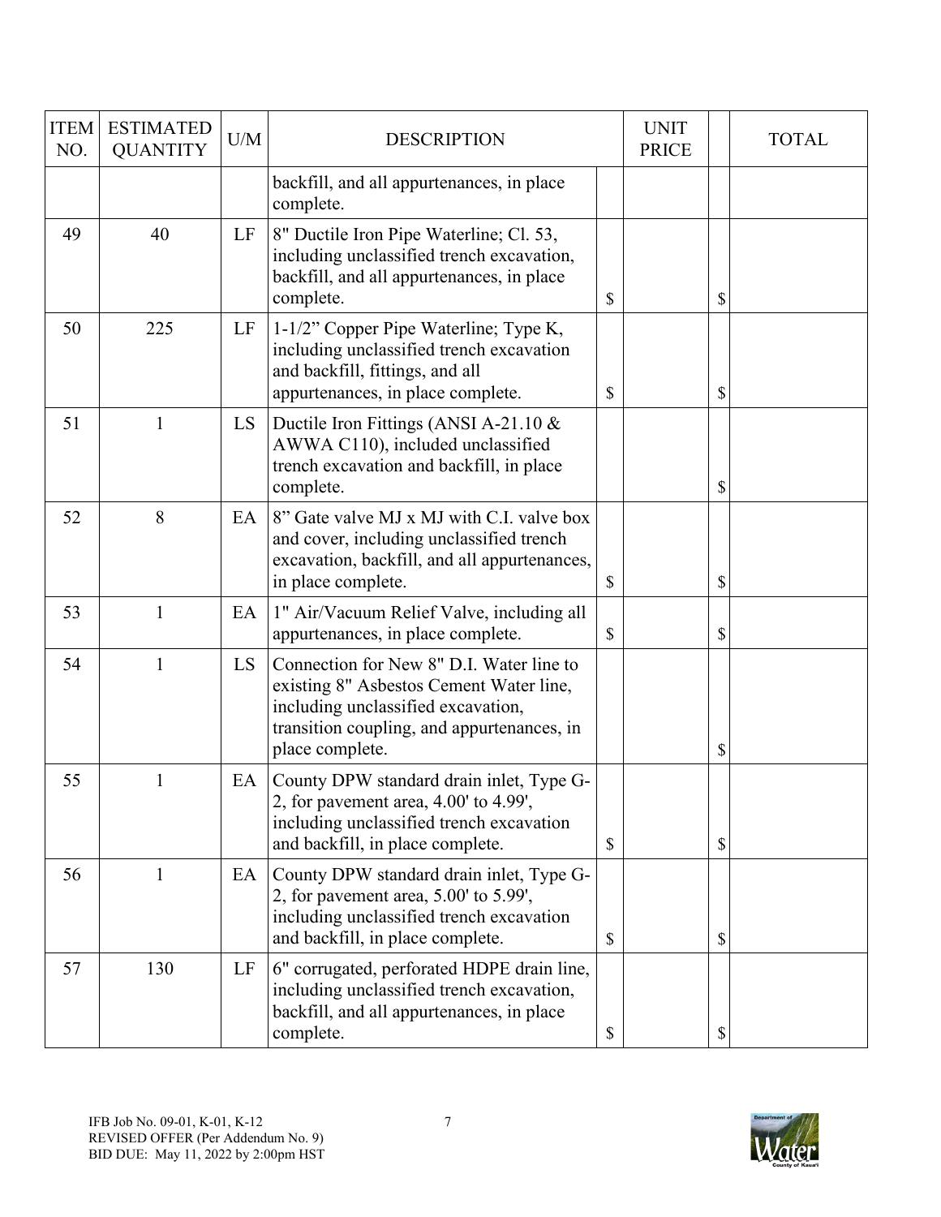| ITEM NO. | ESTIMATED QUANTITY | U/M | DESCRIPTION | | UNIT PRICE | | TOTAL |
|---|---|---|---|---|---|---|---|
| | | | backfill, and all appurtenances, in place complete. | | | | |
| 49 | 40 | LF | 8" Ductile Iron Pipe Waterline; Cl. 53, including unclassified trench excavation, backfill, and all appurtenances, in place complete. | $ | | $ | |
| 50 | 225 | LF | 1-1/2" Copper Pipe Waterline; Type K, including unclassified trench excavation and backfill, fittings, and all appurtenances, in place complete. | $ | | $ | |
| 51 | 1 | LS | Ductile Iron Fittings (ANSI A-21.10 & AWWA C110), included unclassified trench excavation and backfill, in place complete. | | | $ | |
| 52 | 8 | EA | 8" Gate valve MJ x MJ with C.I. valve box and cover, including unclassified trench excavation, backfill, and all appurtenances, in place complete. | $ | | $ | |
| 53 | 1 | EA | 1" Air/Vacuum Relief Valve, including all appurtenances, in place complete. | $ | | $ | |
| 54 | 1 | LS | Connection for New 8" D.I. Water line to existing 8" Asbestos Cement Water line, including unclassified excavation, transition coupling, and appurtenances, in place complete. | | | $ | |
| 55 | 1 | EA | County DPW standard drain inlet, Type G-2, for pavement area, 4.00' to 4.99', including unclassified trench excavation and backfill, in place complete. | $ | | $ | |
| 56 | 1 | EA | County DPW standard drain inlet, Type G-2, for pavement area, 5.00' to 5.99', including unclassified trench excavation and backfill, in place complete. | $ | | $ | |
| 57 | 130 | LF | 6" corrugated, perforated HDPE drain line, including unclassified trench excavation, backfill, and all appurtenances, in place complete. | $ | | $ | |

IFB Job No. 09-01, K-01, K-12
REVISED OFFER (Per Addendum No. 9)
BID DUE: May 11, 2022 by 2:00pm HST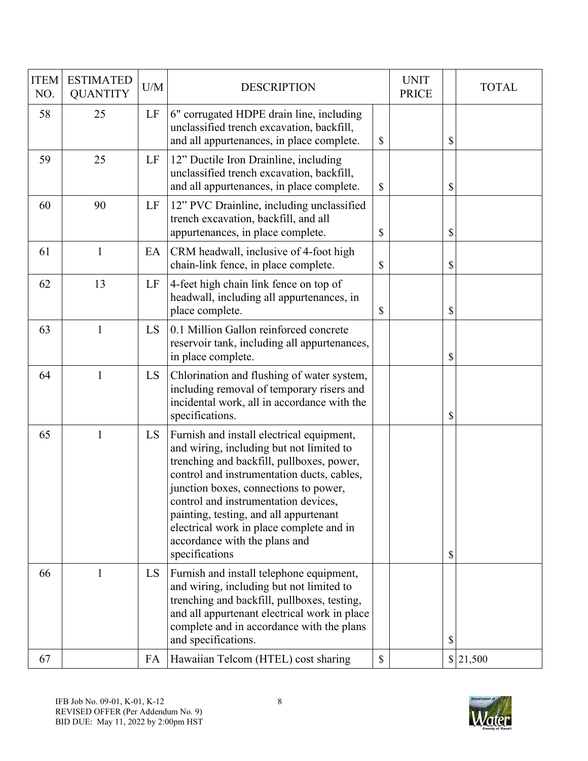| ITEM NO. | ESTIMATED QUANTITY | U/M | DESCRIPTION | | UNIT PRICE | | TOTAL |
|---|---|---|---|---|---|---|---|
| 58 | 25 | LF | 6" corrugated HDPE drain line, including unclassified trench excavation, backfill, and all appurtenances, in place complete. | $ | | $ | |
| 59 | 25 | LF | 12" Ductile Iron Drainline, including unclassified trench excavation, backfill, and all appurtenances, in place complete. | $ | | $ | |
| 60 | 90 | LF | 12" PVC Drainline, including unclassified trench excavation, backfill, and all appurtenances, in place complete. | $ | | $ | |
| 61 | 1 | EA | CRM headwall, inclusive of 4-foot high chain-link fence, in place complete. | $ | | $ | |
| 62 | 13 | LF | 4-feet high chain link fence on top of headwall, including all appurtenances, in place complete. | $ | | $ | |
| 63 | 1 | LS | 0.1 Million Gallon reinforced concrete reservoir tank, including all appurtenances, in place complete. | | | $ | |
| 64 | 1 | LS | Chlorination and flushing of water system, including removal of temporary risers and incidental work, all in accordance with the specifications. | | | $ | |
| 65 | 1 | LS | Furnish and install electrical equipment, and wiring, including but not limited to trenching and backfill, pullboxes, power, control and instrumentation ducts, cables, junction boxes, connections to power, control and instrumentation devices, painting, testing, and all appurtenant electrical work in place complete and in accordance with the plans and specifications | | | $ | |
| 66 | 1 | LS | Furnish and install telephone equipment, and wiring, including but not limited to trenching and backfill, pullboxes, testing, and all appurtenant electrical work in place complete and in accordance with the plans and specifications. | | | $ | |
| 67 | | FA | Hawaiian Telcom (HTEL) cost sharing | $ | | $ | 21,500 |

IFB Job No. 09-01, K-01, K-12
REVISED OFFER (Per Addendum No. 9)
BID DUE: May 11, 2022 by 2:00pm HST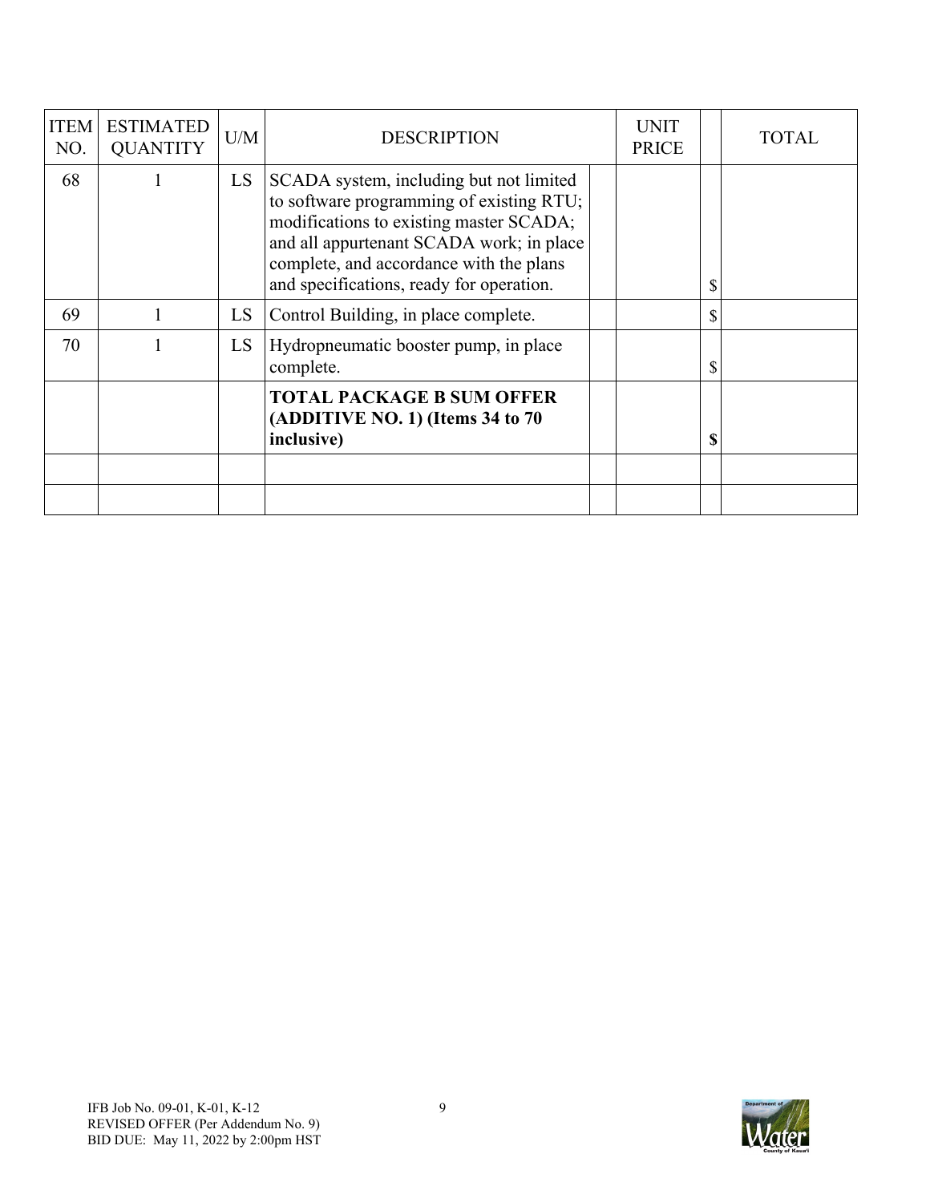| ITEM NO. | ESTIMATED QUANTITY | U/M | DESCRIPTION | | UNIT PRICE | | TOTAL |
|---|---|---|---|---|---|---|---|
| 68 | 1 | LS | SCADA system, including but not limited to software programming of existing RTU; modifications to existing master SCADA; and all appurtenant SCADA work; in place complete, and accordance with the plans and specifications, ready for operation. | | | $ | |
| 69 | 1 | LS | Control Building, in place complete. | | | $ | |
| 70 | 1 | LS | Hydropneumatic booster pump, in place complete. | | | $ | |
| | | | **TOTAL PACKAGE B SUM OFFER (ADDITIVE NO. 1) (Items 34 to 70 inclusive)** | | | **$** | |
| | | | | | | | |
| | | | | | | | |

IFB Job No. 09-01, K-01, K-12
REVISED OFFER (Per Addendum No. 9)
BID DUE: May 11, 2022 by 2:00pm HST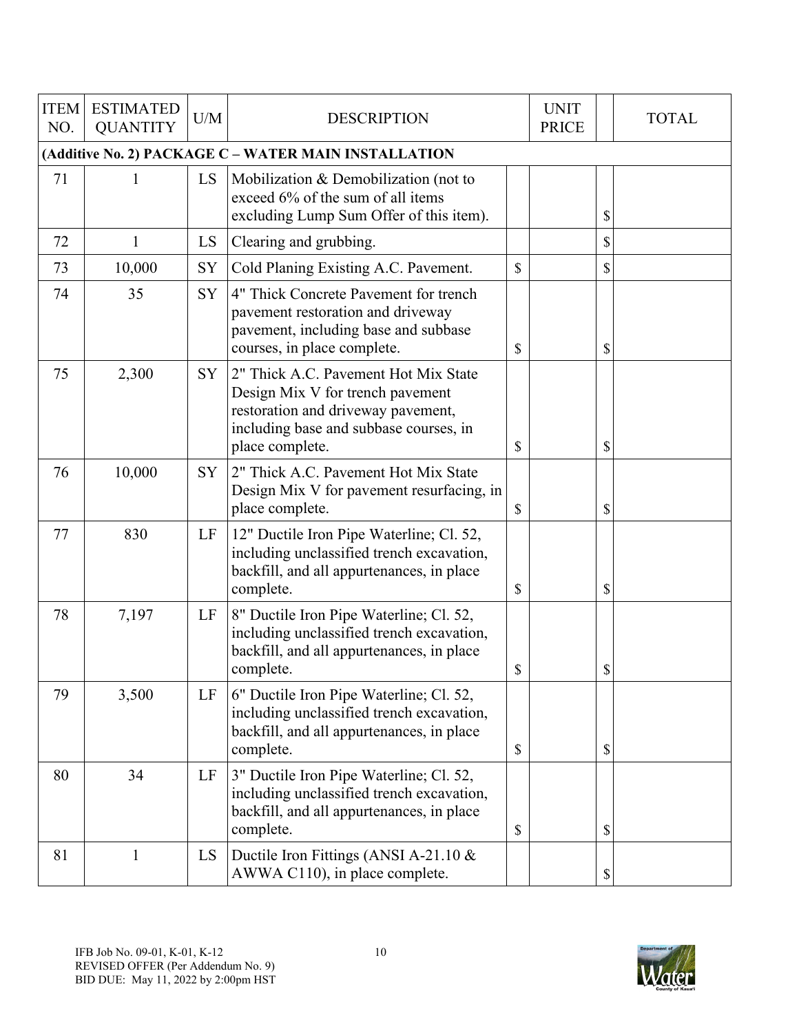| ITEM NO. | ESTIMATED QUANTITY | U/M | DESCRIPTION | | UNIT PRICE | | TOTAL |
|---|---|---|---|---|---|---|---|
| **(Additive No. 2) PACKAGE C – WATER MAIN INSTALLATION** | | | | | | | |
| 71 | 1 | LS | Mobilization & Demobilization (not to exceed 6% of the sum of all items excluding Lump Sum Offer of this item). | | | $ | |
| 72 | 1 | LS | Clearing and grubbing. | | | $ | |
| 73 | 10,000 | SY | Cold Planing Existing A.C. Pavement. | $ | | $ | |
| 74 | 35 | SY | 4" Thick Concrete Pavement for trench pavement restoration and driveway pavement, including base and subbase courses, in place complete. | $ | | $ | |
| 75 | 2,300 | SY | 2" Thick A.C. Pavement Hot Mix State Design Mix V for trench pavement restoration and driveway pavement, including base and subbase courses, in place complete. | $ | | $ | |
| 76 | 10,000 | SY | 2" Thick A.C. Pavement Hot Mix State Design Mix V for pavement resurfacing, in place complete. | $ | | $ | |
| 77 | 830 | LF | 12" Ductile Iron Pipe Waterline; Cl. 52, including unclassified trench excavation, backfill, and all appurtenances, in place complete. | $ | | $ | |
| 78 | 7,197 | LF | 8" Ductile Iron Pipe Waterline; Cl. 52, including unclassified trench excavation, backfill, and all appurtenances, in place complete. | $ | | $ | |
| 79 | 3,500 | LF | 6" Ductile Iron Pipe Waterline; Cl. 52, including unclassified trench excavation, backfill, and all appurtenances, in place complete. | $ | | $ | |
| 80 | 34 | LF | 3" Ductile Iron Pipe Waterline; Cl. 52, including unclassified trench excavation, backfill, and all appurtenances, in place complete. | $ | | $ | |
| 81 | 1 | LS | Ductile Iron Fittings (ANSI A-21.10 & AWWA C110), in place complete. | | | $ | |

IFB Job No. 09-01, K-01, K-12
REVISED OFFER (Per Addendum No. 9)
BID DUE: May 11, 2022 by 2:00pm HST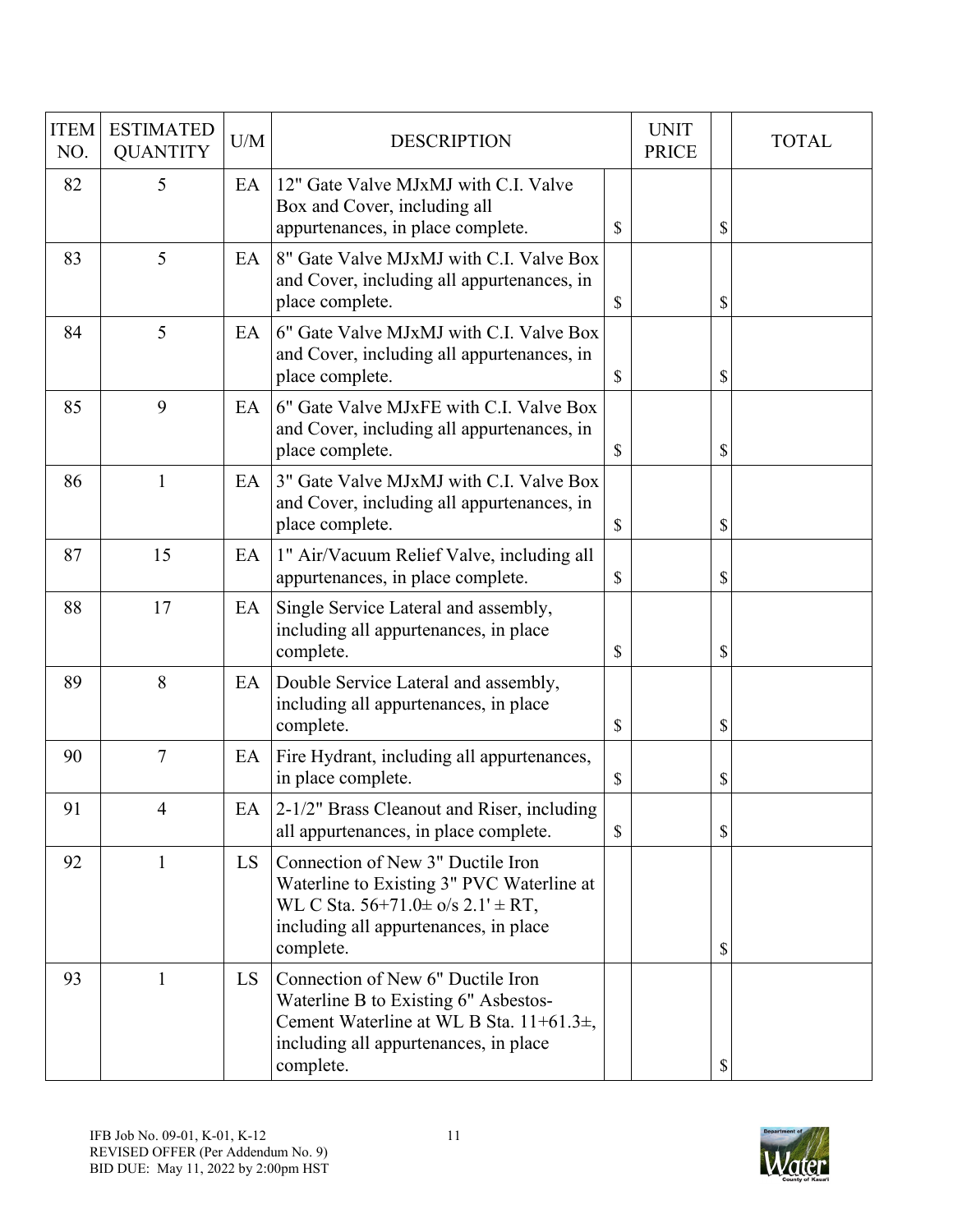| ITEM NO. | ESTIMATED QUANTITY | U/M | DESCRIPTION | UNIT PRICE | TOTAL |
|---|---|---|---|---|---|
| 82 | 5 | EA | 12" Gate Valve MJxMJ with C.I. Valve Box and Cover, including all appurtenances, in place complete. | $ | $ |
| 83 | 5 | EA | 8" Gate Valve MJxMJ with C.I. Valve Box and Cover, including all appurtenances, in place complete. | $ | $ |
| 84 | 5 | EA | 6" Gate Valve MJxMJ with C.I. Valve Box and Cover, including all appurtenances, in place complete. | $ | $ |
| 85 | 9 | EA | 6" Gate Valve MJxFE with C.I. Valve Box and Cover, including all appurtenances, in place complete. | $ | $ |
| 86 | 1 | EA | 3" Gate Valve MJxMJ with C.I. Valve Box and Cover, including all appurtenances, in place complete. | $ | $ |
| 87 | 15 | EA | 1" Air/Vacuum Relief Valve, including all appurtenances, in place complete. | $ | $ |
| 88 | 17 | EA | Single Service Lateral and assembly, including all appurtenances, in place complete. | $ | $ |
| 89 | 8 | EA | Double Service Lateral and assembly, including all appurtenances, in place complete. | $ | $ |
| 90 | 7 | EA | Fire Hydrant, including all appurtenances, in place complete. | $ | $ |
| 91 | 4 | EA | 2-1/2" Brass Cleanout and Riser, including all appurtenances, in place complete. | $ | $ |
| 92 | 1 | LS | Connection of New 3" Ductile Iron Waterline to Existing 3" PVC Waterline at WL C Sta. 56+71.0± o/s 2.1' ± RT, including all appurtenances, in place complete. | | $ |
| 93 | 1 | LS | Connection of New 6" Ductile Iron Waterline B to Existing 6" Asbestos-Cement Waterline at WL B Sta. 11+61.3±, including all appurtenances, in place complete. | | $ |

IFB Job No. 09-01, K-01, K-12
REVISED OFFER (Per Addendum No. 9)
BID DUE: May 11, 2022 by 2:00pm HST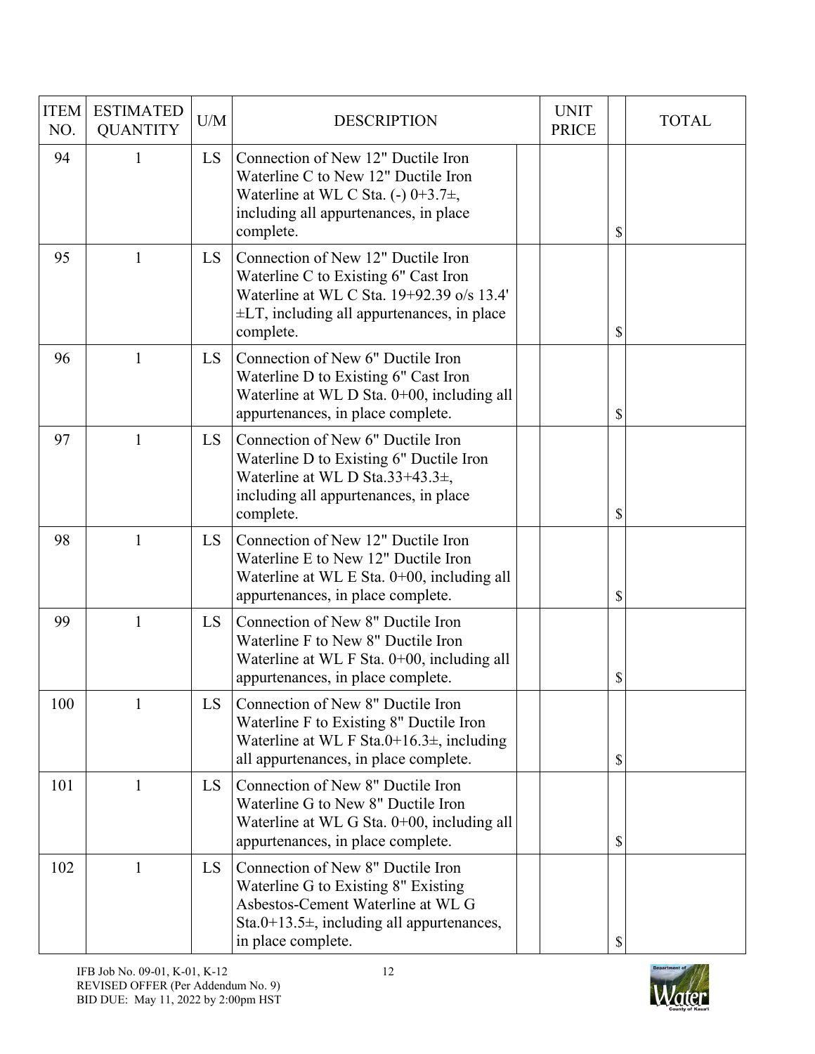| ITEM NO. | ESTIMATED QUANTITY | U/M | DESCRIPTION | | UNIT PRICE | | TOTAL |
|---|---|---|---|---|---|---|---|
| 94 | 1 | LS | Connection of New 12" Ductile Iron Waterline C to New 12" Ductile Iron Waterline at WL C Sta. (-) 0+3.7±, including all appurtenances, in place complete. | | | $ | |
| 95 | 1 | LS | Connection of New 12" Ductile Iron Waterline C to Existing 6" Cast Iron Waterline at WL C Sta. 19+92.39 o/s 13.4' ±LT, including all appurtenances, in place complete. | | | $ | |
| 96 | 1 | LS | Connection of New 6" Ductile Iron Waterline D to Existing 6" Cast Iron Waterline at WL D Sta. 0+00, including all appurtenances, in place complete. | | | $ | |
| 97 | 1 | LS | Connection of New 6" Ductile Iron Waterline D to Existing 6" Ductile Iron Waterline at WL D Sta.33+43.3±, including all appurtenances, in place complete. | | | $ | |
| 98 | 1 | LS | Connection of New 12" Ductile Iron Waterline E to New 12" Ductile Iron Waterline at WL E Sta. 0+00, including all appurtenances, in place complete. | | | $ | |
| 99 | 1 | LS | Connection of New 8" Ductile Iron Waterline F to New 8" Ductile Iron Waterline at WL F Sta. 0+00, including all appurtenances, in place complete. | | | $ | |
| 100 | 1 | LS | Connection of New 8" Ductile Iron Waterline F to Existing 8" Ductile Iron Waterline at WL F Sta.0+16.3±, including all appurtenances, in place complete. | | | $ | |
| 101 | 1 | LS | Connection of New 8" Ductile Iron Waterline G to New 8" Ductile Iron Waterline at WL G Sta. 0+00, including all appurtenances, in place complete. | | | $ | |
| 102 | 1 | LS | Connection of New 8" Ductile Iron Waterline G to Existing 8" Existing Asbestos-Cement Waterline at WL G Sta.0+13.5±, including all appurtenances, in place complete. | | | $ | |

IFB Job No. 09-01, K-01, K-12
REVISED OFFER (Per Addendum No. 9)
BID DUE: May 11, 2022 by 2:00pm HST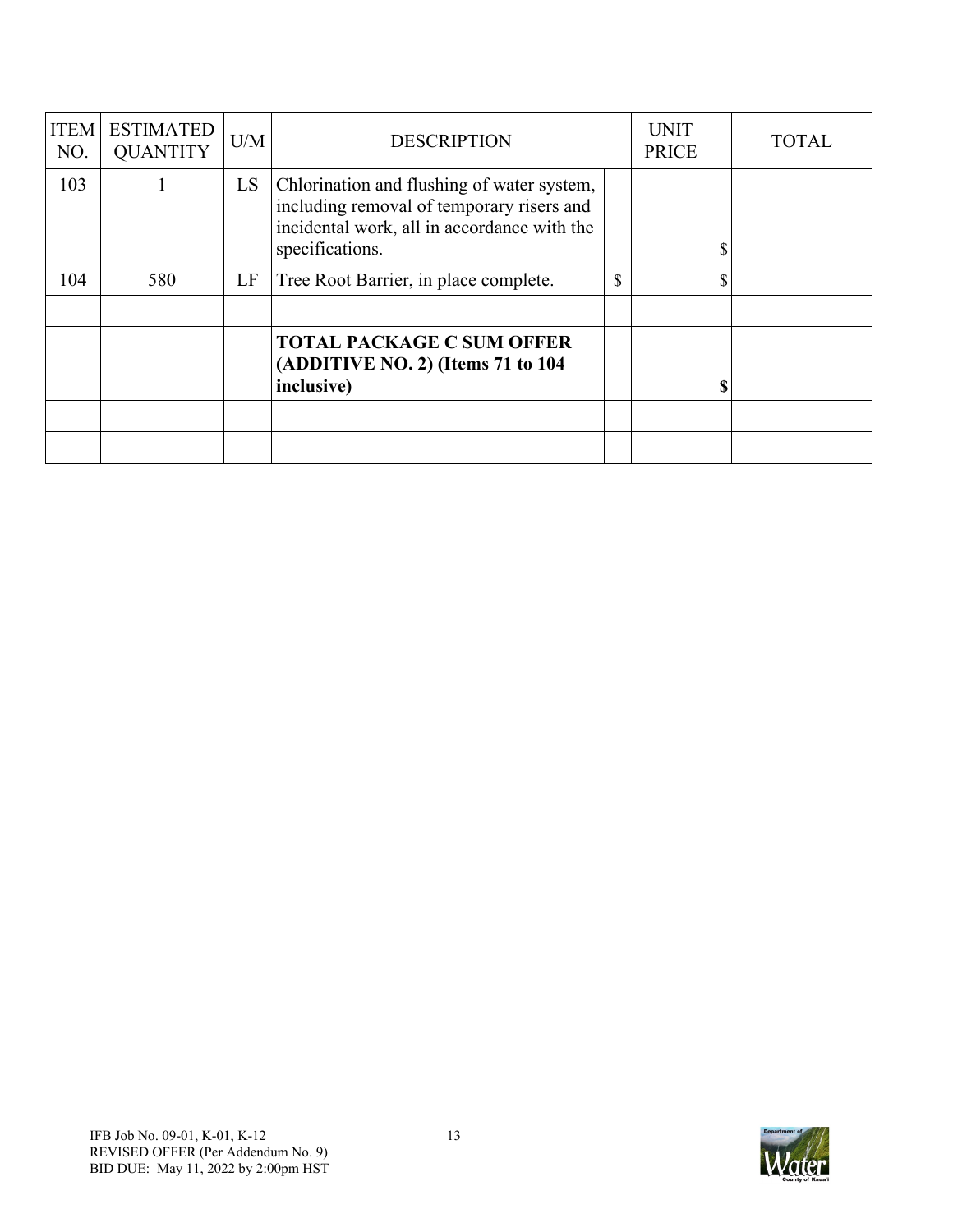| ITEM NO. | ESTIMATED QUANTITY | U/M | DESCRIPTION | | UNIT PRICE | | TOTAL |
|---|---|---|---|---|---|---|---|
| 103 | 1 | LS | Chlorination and flushing of water system, including removal of temporary risers and incidental work, all in accordance with the specifications. | | | $ | |
| 104 | 580 | LF | Tree Root Barrier, in place complete. | $ | | $ | |
| | | | | | | | |
| | | | **TOTAL PACKAGE C SUM OFFER (ADDITIVE NO. 2) (Items 71 to 104 inclusive)** | | | **$** | |
| | | | | | | | |
| | | | | | | | |

IFB Job No. 09-01, K-01, K-12
REVISED OFFER (Per Addendum No. 9)
BID DUE: May 11, 2022 by 2:00pm HST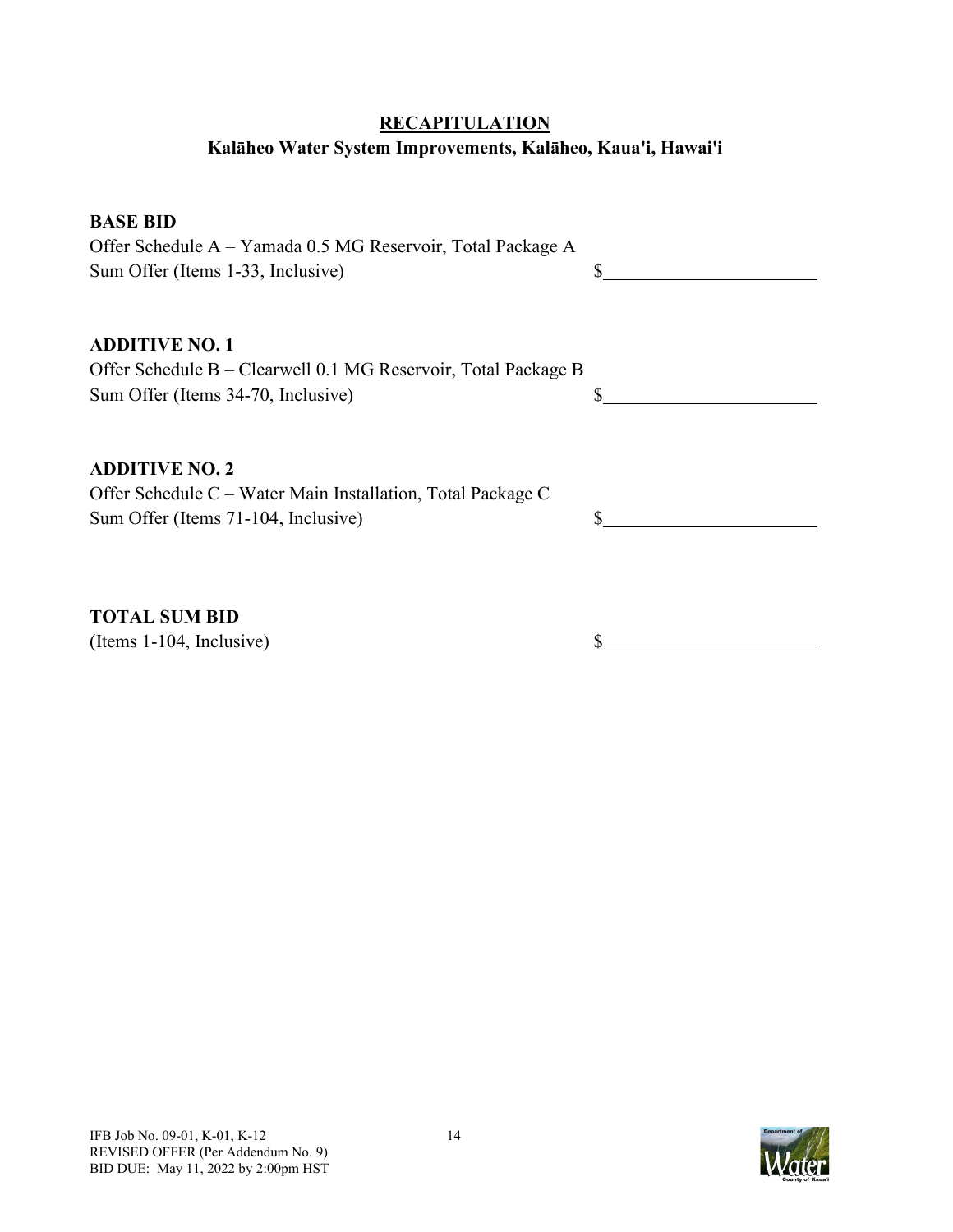## RECAPITULATION

### Kalāheo Water System Improvements, Kalāheo, Kaua'i, Hawai'i

**BASE BID**
Offer Schedule A – Yamada 0.5 MG Reservoir, Total Package A
Sum Offer (Items 1-33, Inclusive) $\_\_\_\_\_\_\_\_\_\_\_\_\_\_\_\_\_\_\_\_

**ADDITIVE NO. 1**
Offer Schedule B – Clearwell 0.1 MG Reservoir, Total Package B
Sum Offer (Items 34-70, Inclusive) $\_\_\_\_\_\_\_\_\_\_\_\_\_\_\_\_\_\_\_\_

**ADDITIVE NO. 2**
Offer Schedule C – Water Main Installation, Total Package C
Sum Offer (Items 71-104, Inclusive) $\_\_\_\_\_\_\_\_\_\_\_\_\_\_\_\_\_\_\_\_

**TOTAL SUM BID**
(Items 1-104, Inclusive) $\_\_\_\_\_\_\_\_\_\_\_\_\_\_\_\_\_\_\_\_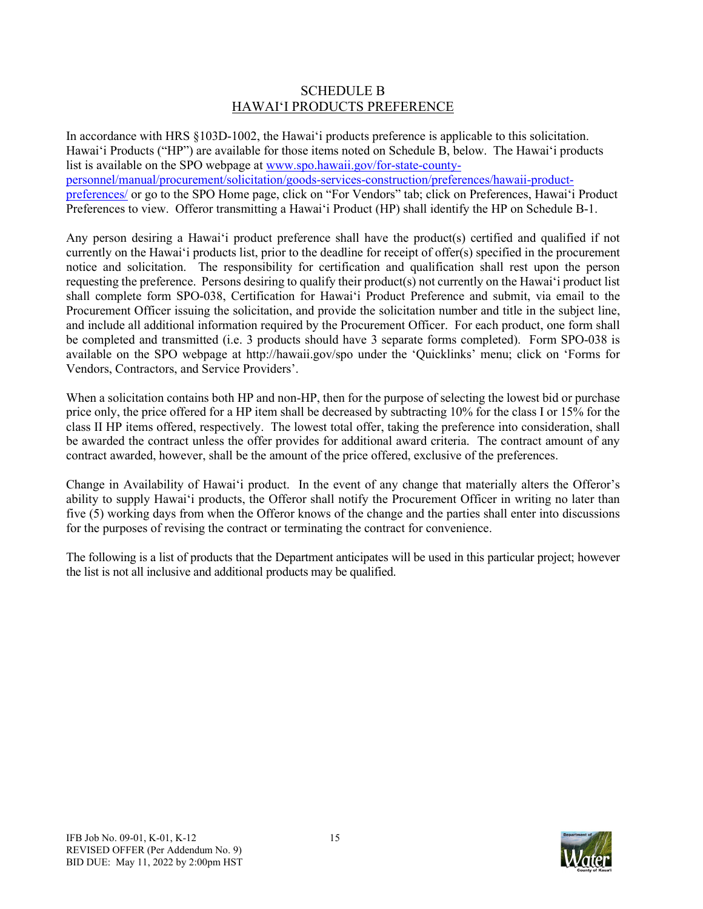# SCHEDULE B
## HAWAIʻI PRODUCTS PREFERENCE

In accordance with HRS §103D-1002, the Hawaiʻi products preference is applicable to this solicitation. Hawaiʻi Products ("HP") are available for those items noted on Schedule B, below. The Hawaiʻi products list is available on the SPO webpage at [www.spo.hawaii.gov/for-state-county-personnel/manual/procurement/solicitation/goods-services-construction/preferences/hawaii-product-preferences/](www.spo.hawaii.gov/for-state-county-personnel/manual/procurement/solicitation/goods-services-construction/preferences/hawaii-product-preferences/) or go to the SPO Home page, click on "For Vendors" tab; click on Preferences, Hawaiʻi Product Preferences to view. Offeror transmitting a Hawaiʻi Product (HP) shall identify the HP on Schedule B-1.

Any person desiring a Hawaiʻi product preference shall have the product(s) certified and qualified if not currently on the Hawaiʻi products list, prior to the deadline for receipt of offer(s) specified in the procurement notice and solicitation. The responsibility for certification and qualification shall rest upon the person requesting the preference. Persons desiring to qualify their product(s) not currently on the Hawaiʻi product list shall complete form SPO-038, Certification for Hawaiʻi Product Preference and submit, via email to the Procurement Officer issuing the solicitation, and provide the solicitation number and title in the subject line, and include all additional information required by the Procurement Officer. For each product, one form shall be completed and transmitted (i.e. 3 products should have 3 separate forms completed). Form SPO-038 is available on the SPO webpage at http://hawaii.gov/spo under the 'Quicklinks' menu; click on 'Forms for Vendors, Contractors, and Service Providers'.

When a solicitation contains both HP and non-HP, then for the purpose of selecting the lowest bid or purchase price only, the price offered for a HP item shall be decreased by subtracting 10% for the class I or 15% for the class II HP items offered, respectively. The lowest total offer, taking the preference into consideration, shall be awarded the contract unless the offer provides for additional award criteria. The contract amount of any contract awarded, however, shall be the amount of the price offered, exclusive of the preferences.

Change in Availability of Hawaiʻi product. In the event of any change that materially alters the Offeror's ability to supply Hawaiʻi products, the Offeror shall notify the Procurement Officer in writing no later than five (5) working days from when the Offeror knows of the change and the parties shall enter into discussions for the purposes of revising the contract or terminating the contract for convenience.

The following is a list of products that the Department anticipates will be used in this particular project; however the list is not all inclusive and additional products may be qualified.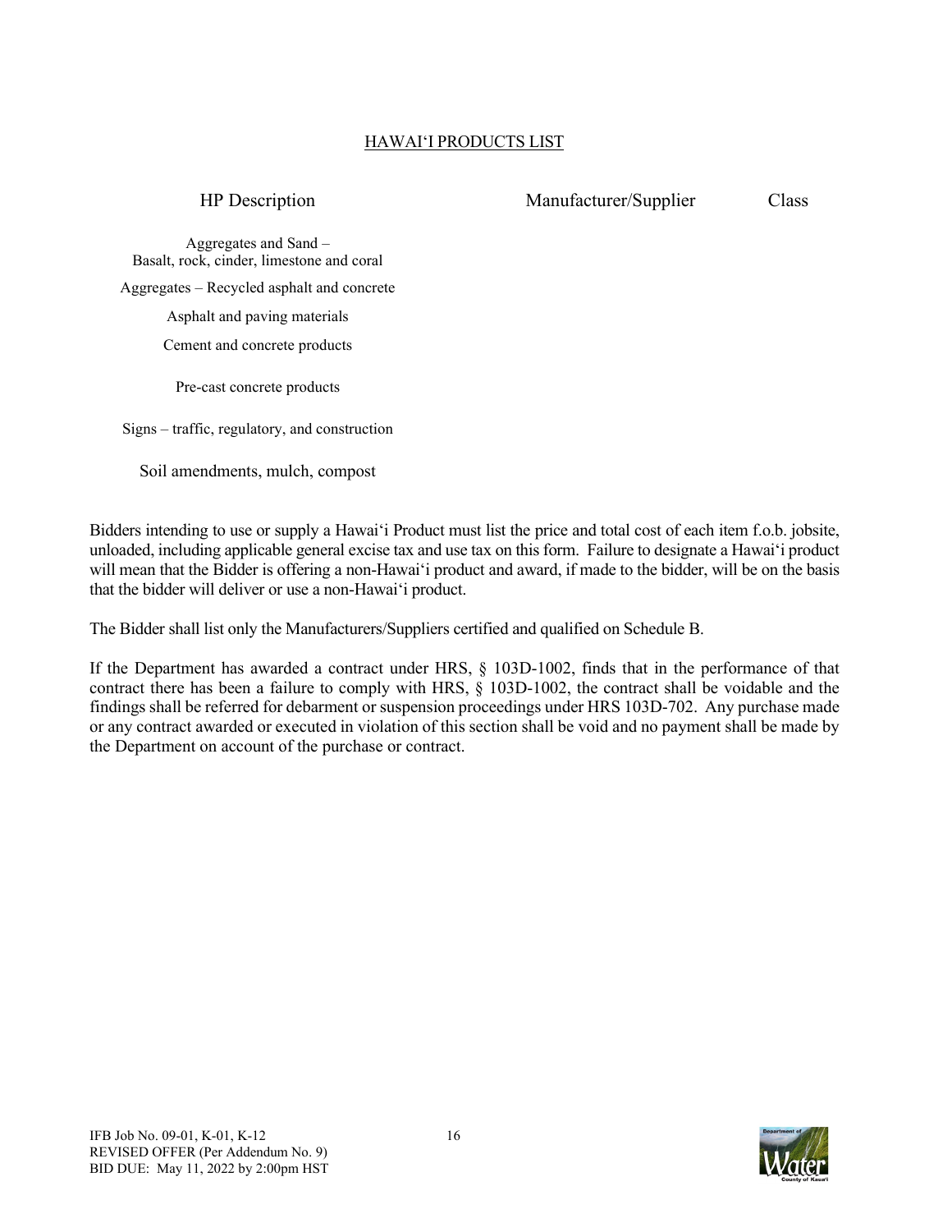# HAWAI'I PRODUCTS LIST

| HP Description | Manufacturer/Supplier | Class |
|---|---|---|
| Aggregates and Sand – Basalt, rock, cinder, limestone and coral | | |
| Aggregates – Recycled asphalt and concrete | | |
| Asphalt and paving materials | | |
| Cement and concrete products | | |
| Pre-cast concrete products | | |
| Signs – traffic, regulatory, and construction | | |
| Soil amendments, mulch, compost | | |

Bidders intending to use or supply a Hawai'i Product must list the price and total cost of each item f.o.b. jobsite, unloaded, including applicable general excise tax and use tax on this form. Failure to designate a Hawai'i product will mean that the Bidder is offering a non-Hawai'i product and award, if made to the bidder, will be on the basis that the bidder will deliver or use a non-Hawai'i product.

The Bidder shall list only the Manufacturers/Suppliers certified and qualified on Schedule B.

If the Department has awarded a contract under HRS, § 103D-1002, finds that in the performance of that contract there has been a failure to comply with HRS, § 103D-1002, the contract shall be voidable and the findings shall be referred for debarment or suspension proceedings under HRS 103D-702. Any purchase made or any contract awarded or executed in violation of this section shall be void and no payment shall be made by the Department on account of the purchase or contract.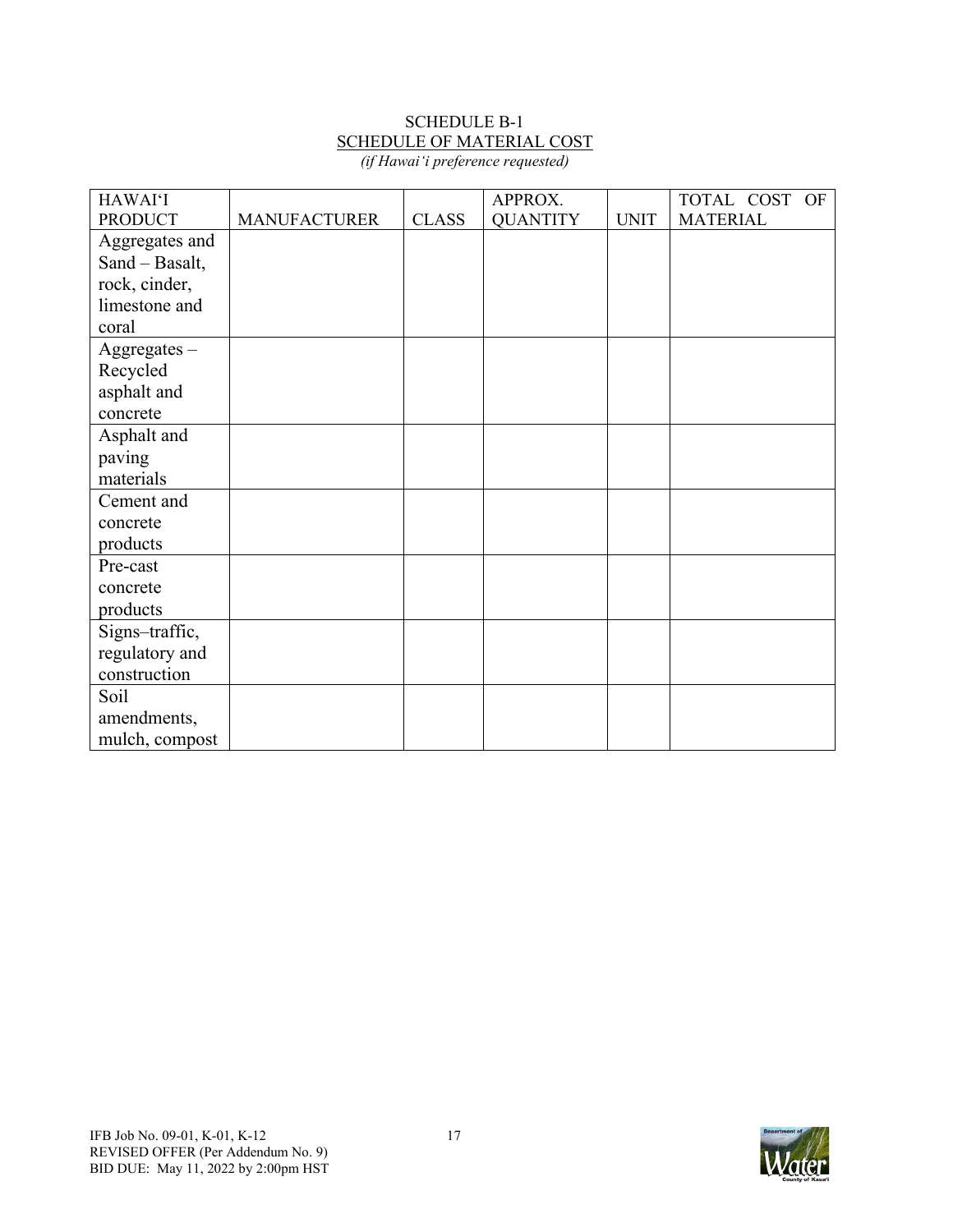SCHEDULE B-1

SCHEDULE OF MATERIAL COST

*(if Hawai'i preference requested)*

| HAWAI'I PRODUCT | MANUFACTURER | CLASS | APPROX. QUANTITY | UNIT | TOTAL COST OF MATERIAL |
|---|---|---|---|---|---|
| Aggregates and Sand – Basalt, rock, cinder, limestone and coral | | | | | |
| Aggregates – Recycled asphalt and concrete | | | | | |
| Asphalt and paving materials | | | | | |
| Cement and concrete products | | | | | |
| Pre-cast concrete products | | | | | |
| Signs–traffic, regulatory and construction | | | | | |
| Soil amendments, mulch, compost | | | | | |

IFB Job No. 09-01, K-01, K-12
REVISED OFFER (Per Addendum No. 9)
BID DUE: May 11, 2022 by 2:00pm HST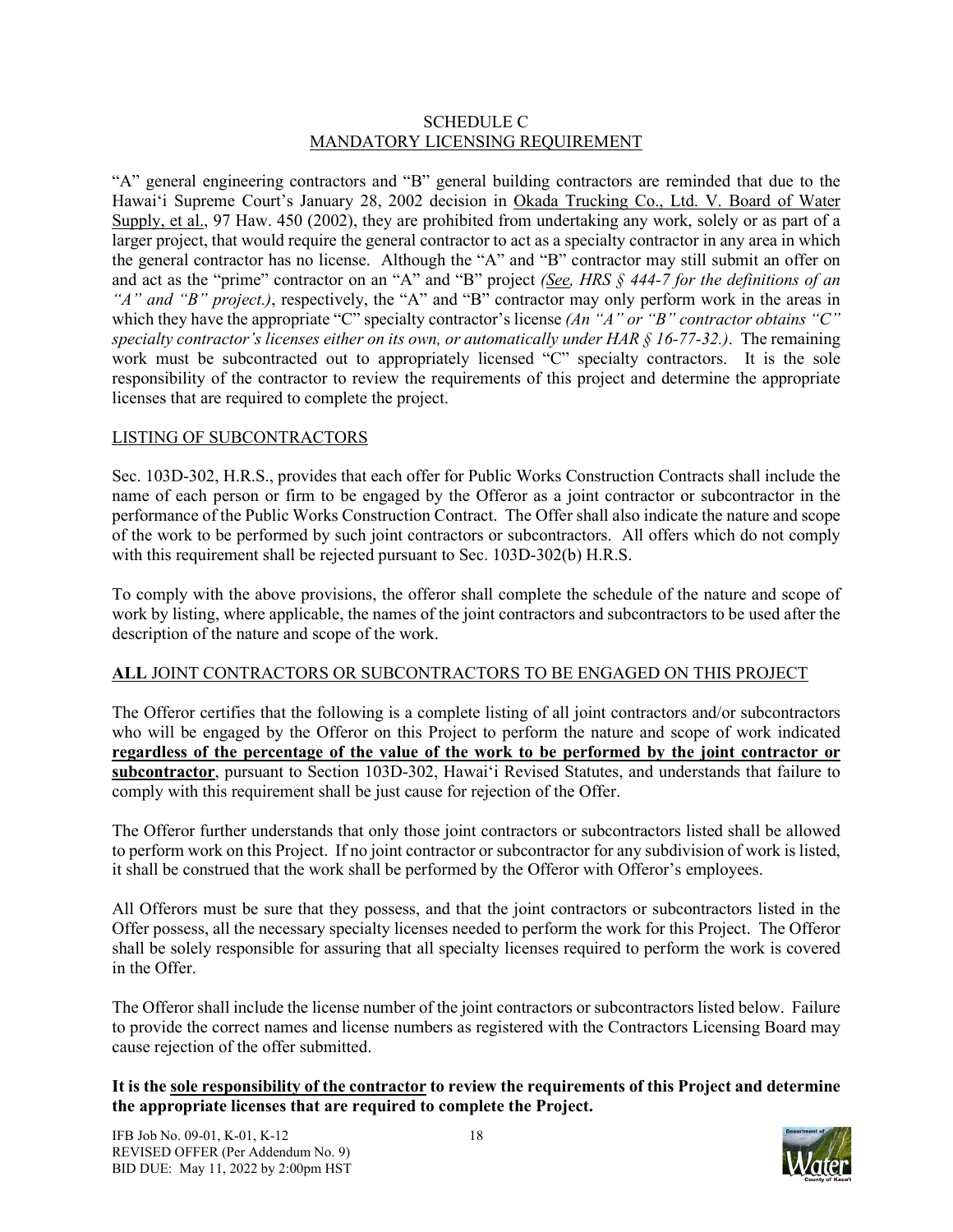# SCHEDULE C
## MANDATORY LICENSING REQUIREMENT

"A" general engineering contractors and "B" general building contractors are reminded that due to the Hawai'i Supreme Court's January 28, 2002 decision in Okada Trucking Co., Ltd. V. Board of Water Supply, et al., 97 Haw. 450 (2002), they are prohibited from undertaking any work, solely or as part of a larger project, that would require the general contractor to act as a specialty contractor in any area in which the general contractor has no license. Although the "A" and "B" contractor may still submit an offer on and act as the "prime" contractor on an "A" and "B" project *(See, HRS § 444-7 for the definitions of an "A" and "B" project.)*, respectively, the "A" and "B" contractor may only perform work in the areas in which they have the appropriate "C" specialty contractor's license *(An "A" or "B" contractor obtains "C" specialty contractor's licenses either on its own, or automatically under HAR § 16-77-32.)*. The remaining work must be subcontracted out to appropriately licensed "C" specialty contractors. It is the sole responsibility of the contractor to review the requirements of this project and determine the appropriate licenses that are required to complete the project.

## LISTING OF SUBCONTRACTORS

Sec. 103D-302, H.R.S., provides that each offer for Public Works Construction Contracts shall include the name of each person or firm to be engaged by the Offeror as a joint contractor or subcontractor in the performance of the Public Works Construction Contract. The Offer shall also indicate the nature and scope of the work to be performed by such joint contractors or subcontractors. All offers which do not comply with this requirement shall be rejected pursuant to Sec. 103D-302(b) H.R.S.

To comply with the above provisions, the offeror shall complete the schedule of the nature and scope of work by listing, where applicable, the names of the joint contractors and subcontractors to be used after the description of the nature and scope of the work.

## **ALL** JOINT CONTRACTORS OR SUBCONTRACTORS TO BE ENGAGED ON THIS PROJECT

The Offeror certifies that the following is a complete listing of all joint contractors and/or subcontractors who will be engaged by the Offeror on this Project to perform the nature and scope of work indicated **regardless of the percentage of the value of the work to be performed by the joint contractor or subcontractor**, pursuant to Section 103D-302, Hawai'i Revised Statutes, and understands that failure to comply with this requirement shall be just cause for rejection of the Offer.

The Offeror further understands that only those joint contractors or subcontractors listed shall be allowed to perform work on this Project. If no joint contractor or subcontractor for any subdivision of work is listed, it shall be construed that the work shall be performed by the Offeror with Offeror's employees.

All Offerors must be sure that they possess, and that the joint contractors or subcontractors listed in the Offer possess, all the necessary specialty licenses needed to perform the work for this Project. The Offeror shall be solely responsible for assuring that all specialty licenses required to perform the work is covered in the Offer.

The Offeror shall include the license number of the joint contractors or subcontractors listed below. Failure to provide the correct names and license numbers as registered with the Contractors Licensing Board may cause rejection of the offer submitted.

**It is the sole responsibility of the contractor to review the requirements of this Project and determine the appropriate licenses that are required to complete the Project.**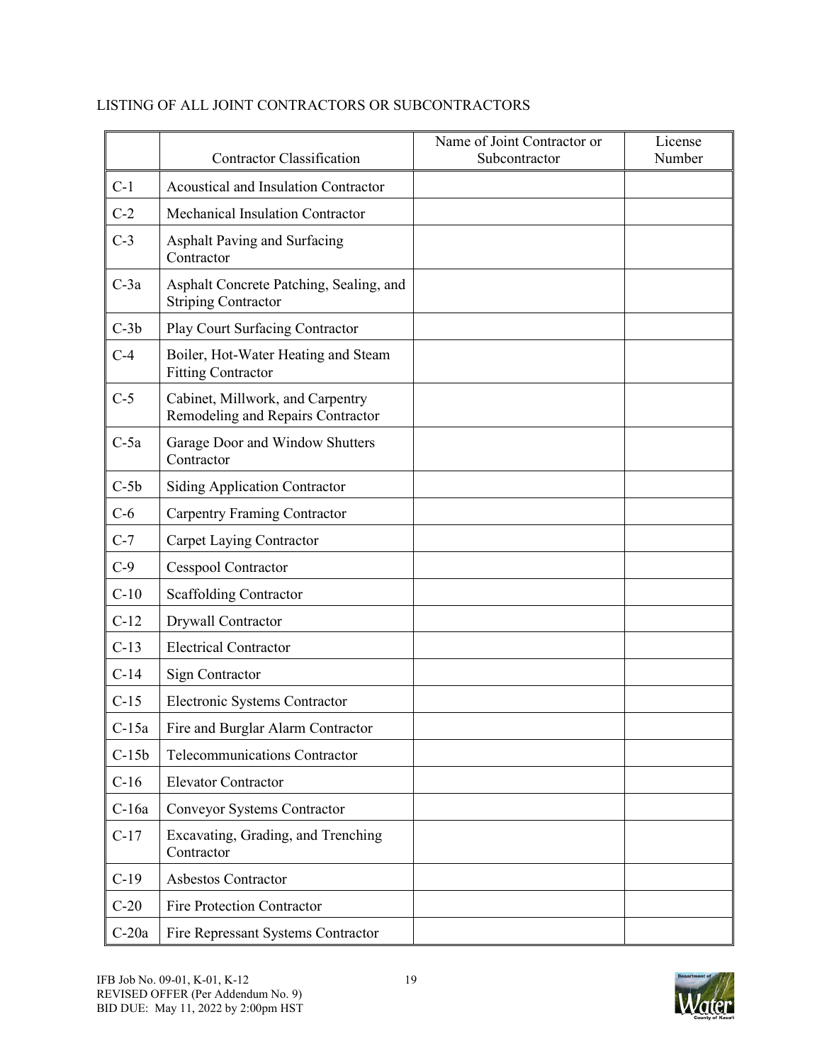LISTING OF ALL JOINT CONTRACTORS OR SUBCONTRACTORS

| | Contractor Classification | Name of Joint Contractor or Subcontractor | License Number |
|---|---|---|---|
| C-1 | Acoustical and Insulation Contractor | | |
| C-2 | Mechanical Insulation Contractor | | |
| C-3 | Asphalt Paving and Surfacing Contractor | | |
| C-3a | Asphalt Concrete Patching, Sealing, and Striping Contractor | | |
| C-3b | Play Court Surfacing Contractor | | |
| C-4 | Boiler, Hot-Water Heating and Steam Fitting Contractor | | |
| C-5 | Cabinet, Millwork, and Carpentry Remodeling and Repairs Contractor | | |
| C-5a | Garage Door and Window Shutters Contractor | | |
| C-5b | Siding Application Contractor | | |
| C-6 | Carpentry Framing Contractor | | |
| C-7 | Carpet Laying Contractor | | |
| C-9 | Cesspool Contractor | | |
| C-10 | Scaffolding Contractor | | |
| C-12 | Drywall Contractor | | |
| C-13 | Electrical Contractor | | |
| C-14 | Sign Contractor | | |
| C-15 | Electronic Systems Contractor | | |
| C-15a | Fire and Burglar Alarm Contractor | | |
| C-15b | Telecommunications Contractor | | |
| C-16 | Elevator Contractor | | |
| C-16a | Conveyor Systems Contractor | | |
| C-17 | Excavating, Grading, and Trenching Contractor | | |
| C-19 | Asbestos Contractor | | |
| C-20 | Fire Protection Contractor | | |
| C-20a | Fire Repressant Systems Contractor | | |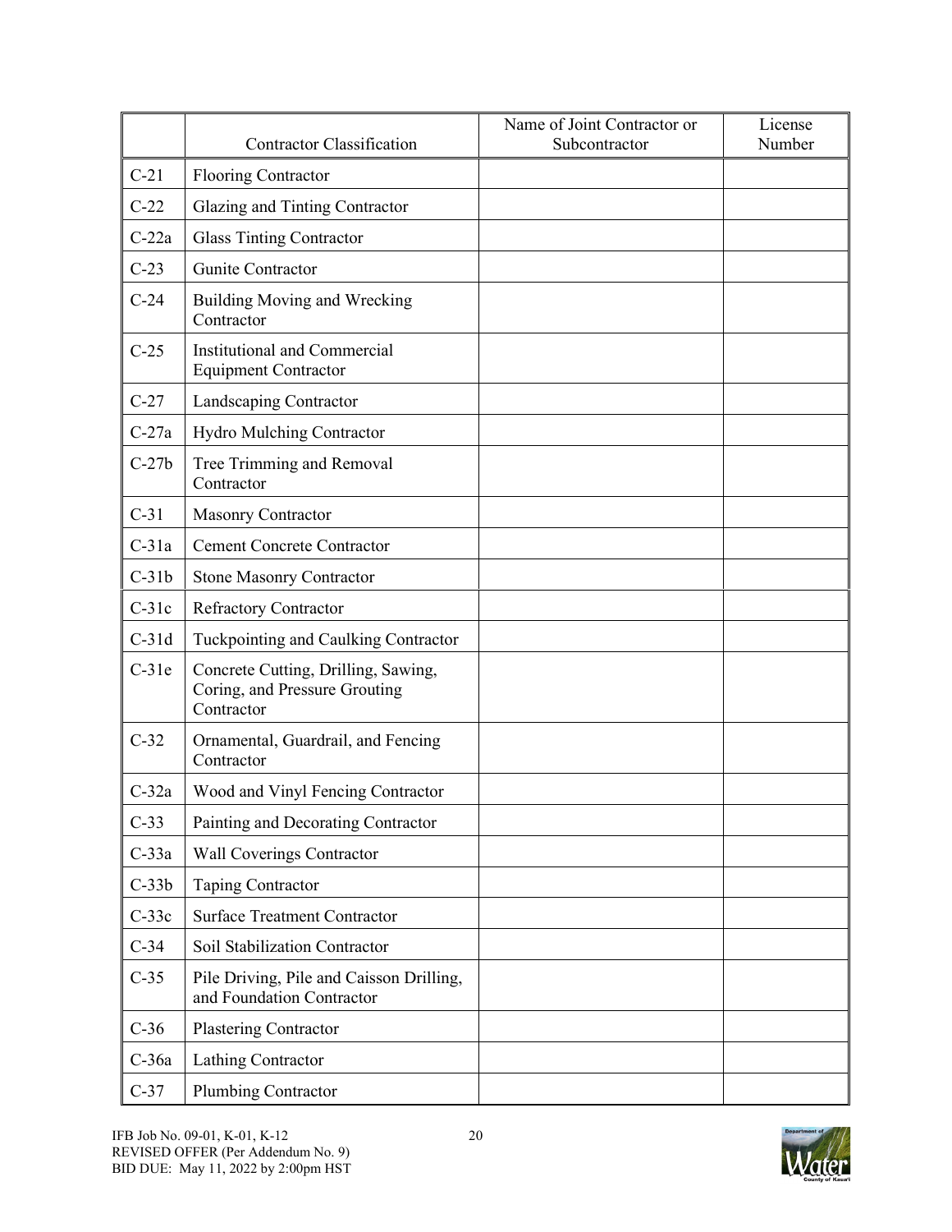| | Contractor Classification | Name of Joint Contractor or Subcontractor | License Number |
|---|---|---|---|
| C-21 | Flooring Contractor | | |
| C-22 | Glazing and Tinting Contractor | | |
| C-22a | Glass Tinting Contractor | | |
| C-23 | Gunite Contractor | | |
| C-24 | Building Moving and Wrecking Contractor | | |
| C-25 | Institutional and Commercial Equipment Contractor | | |
| C-27 | Landscaping Contractor | | |
| C-27a | Hydro Mulching Contractor | | |
| C-27b | Tree Trimming and Removal Contractor | | |
| C-31 | Masonry Contractor | | |
| C-31a | Cement Concrete Contractor | | |
| C-31b | Stone Masonry Contractor | | |
| C-31c | Refractory Contractor | | |
| C-31d | Tuckpointing and Caulking Contractor | | |
| C-31e | Concrete Cutting, Drilling, Sawing, Coring, and Pressure Grouting Contractor | | |
| C-32 | Ornamental, Guardrail, and Fencing Contractor | | |
| C-32a | Wood and Vinyl Fencing Contractor | | |
| C-33 | Painting and Decorating Contractor | | |
| C-33a | Wall Coverings Contractor | | |
| C-33b | Taping Contractor | | |
| C-33c | Surface Treatment Contractor | | |
| C-34 | Soil Stabilization Contractor | | |
| C-35 | Pile Driving, Pile and Caisson Drilling, and Foundation Contractor | | |
| C-36 | Plastering Contractor | | |
| C-36a | Lathing Contractor | | |
| C-37 | Plumbing Contractor | | |

IFB Job No. 09-01, K-01, K-12
REVISED OFFER (Per Addendum No. 9)
BID DUE: May 11, 2022 by 2:00pm HST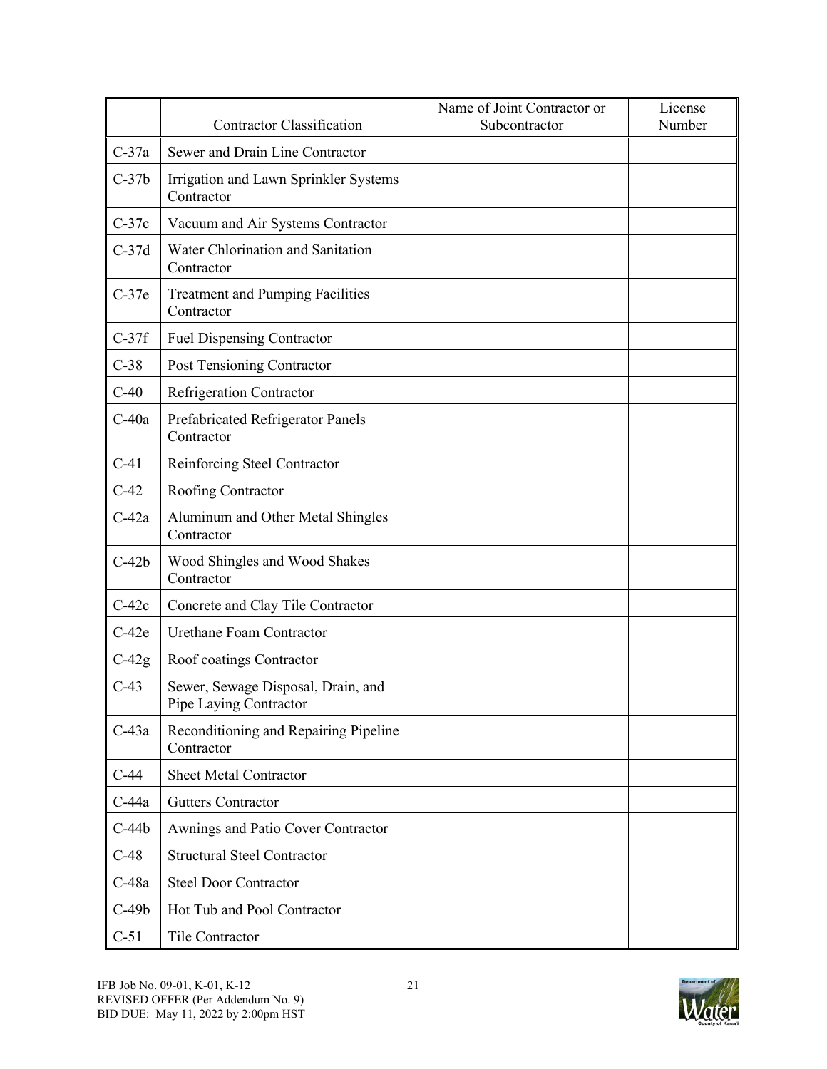| | Contractor Classification | Name of Joint Contractor or Subcontractor | License Number |
|---|---|---|---|
| C-37a | Sewer and Drain Line Contractor | | |
| C-37b | Irrigation and Lawn Sprinkler Systems Contractor | | |
| C-37c | Vacuum and Air Systems Contractor | | |
| C-37d | Water Chlorination and Sanitation Contractor | | |
| C-37e | Treatment and Pumping Facilities Contractor | | |
| C-37f | Fuel Dispensing Contractor | | |
| C-38 | Post Tensioning Contractor | | |
| C-40 | Refrigeration Contractor | | |
| C-40a | Prefabricated Refrigerator Panels Contractor | | |
| C-41 | Reinforcing Steel Contractor | | |
| C-42 | Roofing Contractor | | |
| C-42a | Aluminum and Other Metal Shingles Contractor | | |
| C-42b | Wood Shingles and Wood Shakes Contractor | | |
| C-42c | Concrete and Clay Tile Contractor | | |
| C-42e | Urethane Foam Contractor | | |
| C-42g | Roof coatings Contractor | | |
| C-43 | Sewer, Sewage Disposal, Drain, and Pipe Laying Contractor | | |
| C-43a | Reconditioning and Repairing Pipeline Contractor | | |
| C-44 | Sheet Metal Contractor | | |
| C-44a | Gutters Contractor | | |
| C-44b | Awnings and Patio Cover Contractor | | |
| C-48 | Structural Steel Contractor | | |
| C-48a | Steel Door Contractor | | |
| C-49b | Hot Tub and Pool Contractor | | |
| C-51 | Tile Contractor | | |

IFB Job No. 09-01, K-01, K-12
REVISED OFFER (Per Addendum No. 9)
BID DUE: May 11, 2022 by 2:00pm HST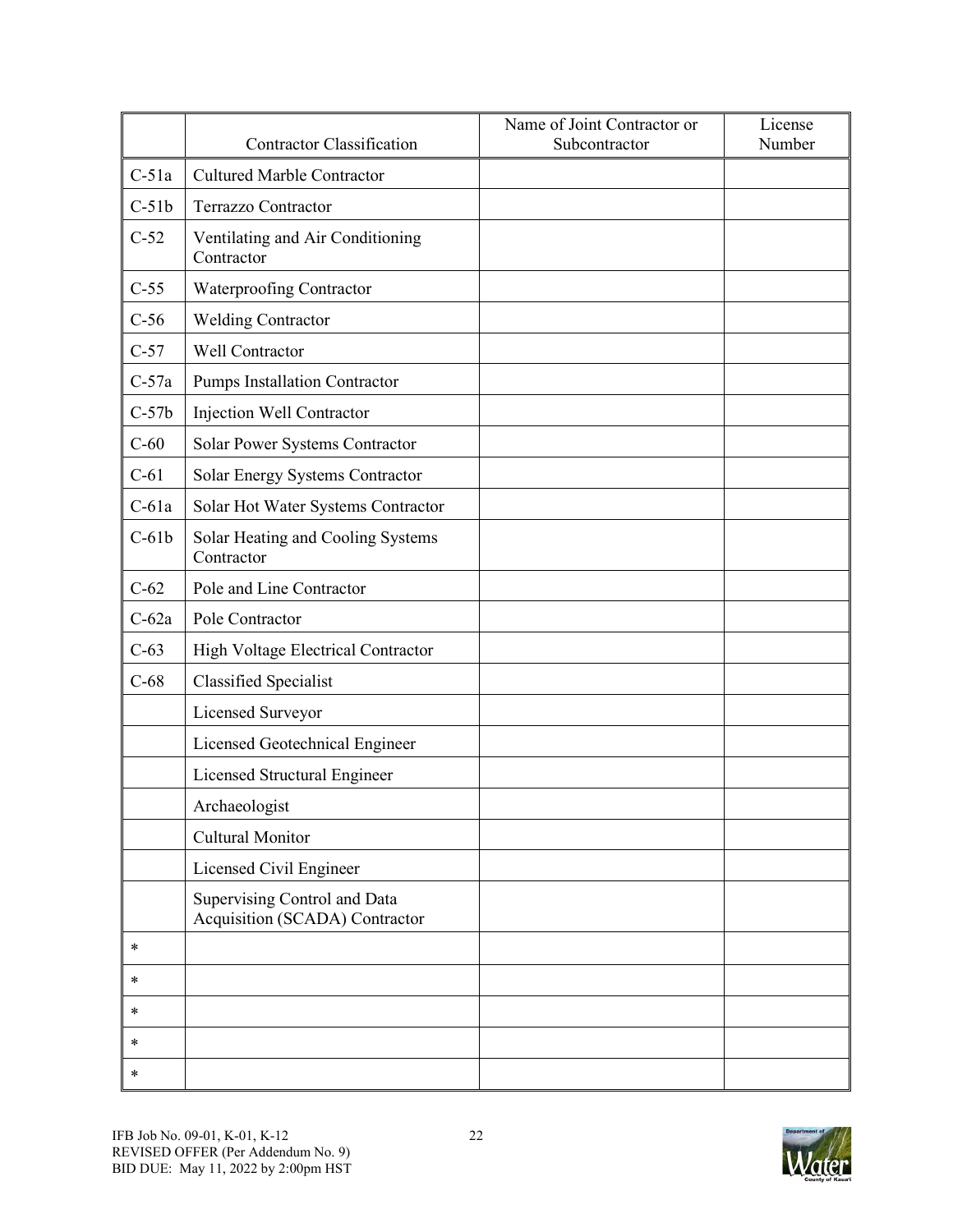| | Contractor Classification | Name of Joint Contractor or Subcontractor | License Number |
|---|---|---|---|
| C-51a | Cultured Marble Contractor | | |
| C-51b | Terrazzo Contractor | | |
| C-52 | Ventilating and Air Conditioning Contractor | | |
| C-55 | Waterproofing Contractor | | |
| C-56 | Welding Contractor | | |
| C-57 | Well Contractor | | |
| C-57a | Pumps Installation Contractor | | |
| C-57b | Injection Well Contractor | | |
| C-60 | Solar Power Systems Contractor | | |
| C-61 | Solar Energy Systems Contractor | | |
| C-61a | Solar Hot Water Systems Contractor | | |
| C-61b | Solar Heating and Cooling Systems Contractor | | |
| C-62 | Pole and Line Contractor | | |
| C-62a | Pole Contractor | | |
| C-63 | High Voltage Electrical Contractor | | |
| C-68 | Classified Specialist | | |
| | Licensed Surveyor | | |
| | Licensed Geotechnical Engineer | | |
| | Licensed Structural Engineer | | |
| | Archaeologist | | |
| | Cultural Monitor | | |
| | Licensed Civil Engineer | | |
| | Supervising Control and Data Acquisition (SCADA) Contractor | | |
| * | | | |
| * | | | |
| * | | | |
| * | | | |
| * | | | |

IFB Job No. 09-01, K-01, K-12
REVISED OFFER (Per Addendum No. 9)
BID DUE: May 11, 2022 by 2:00pm HST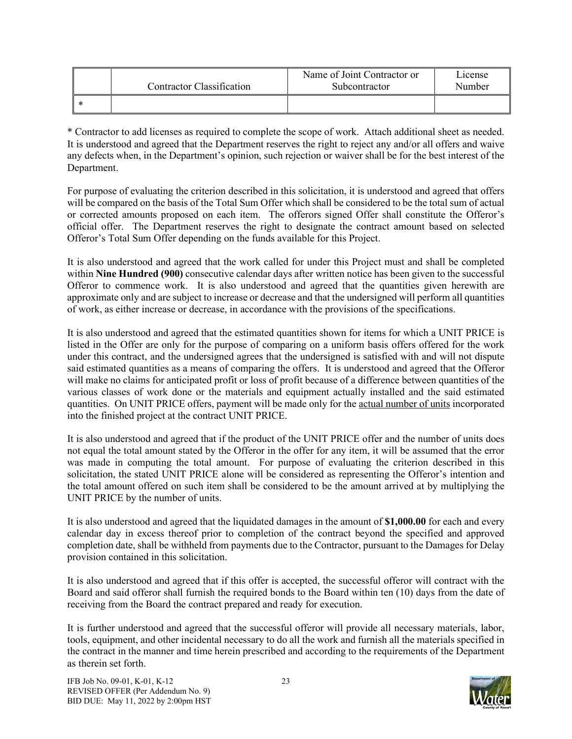| | Contractor Classification | Name of Joint Contractor or Subcontractor | License Number |
|---|---|---|---|
| * | | | |

* Contractor to add licenses as required to complete the scope of work. Attach additional sheet as needed. It is understood and agreed that the Department reserves the right to reject any and/or all offers and waive any defects when, in the Department's opinion, such rejection or waiver shall be for the best interest of the Department.

For purpose of evaluating the criterion described in this solicitation, it is understood and agreed that offers will be compared on the basis of the Total Sum Offer which shall be considered to be the total sum of actual or corrected amounts proposed on each item. The offerors signed Offer shall constitute the Offeror's official offer. The Department reserves the right to designate the contract amount based on selected Offeror's Total Sum Offer depending on the funds available for this Project.

It is also understood and agreed that the work called for under this Project must and shall be completed within **Nine Hundred (900)** consecutive calendar days after written notice has been given to the successful Offeror to commence work. It is also understood and agreed that the quantities given herewith are approximate only and are subject to increase or decrease and that the undersigned will perform all quantities of work, as either increase or decrease, in accordance with the provisions of the specifications.

It is also understood and agreed that the estimated quantities shown for items for which a UNIT PRICE is listed in the Offer are only for the purpose of comparing on a uniform basis offers offered for the work under this contract, and the undersigned agrees that the undersigned is satisfied with and will not dispute said estimated quantities as a means of comparing the offers. It is understood and agreed that the Offeror will make no claims for anticipated profit or loss of profit because of a difference between quantities of the various classes of work done or the materials and equipment actually installed and the said estimated quantities. On UNIT PRICE offers, payment will be made only for the actual number of units incorporated into the finished project at the contract UNIT PRICE.

It is also understood and agreed that if the product of the UNIT PRICE offer and the number of units does not equal the total amount stated by the Offeror in the offer for any item, it will be assumed that the error was made in computing the total amount. For purpose of evaluating the criterion described in this solicitation, the stated UNIT PRICE alone will be considered as representing the Offeror's intention and the total amount offered on such item shall be considered to be the amount arrived at by multiplying the UNIT PRICE by the number of units.

It is also understood and agreed that the liquidated damages in the amount of **$1,000.00** for each and every calendar day in excess thereof prior to completion of the contract beyond the specified and approved completion date, shall be withheld from payments due to the Contractor, pursuant to the Damages for Delay provision contained in this solicitation.

It is also understood and agreed that if this offer is accepted, the successful offeror will contract with the Board and said offeror shall furnish the required bonds to the Board within ten (10) days from the date of receiving from the Board the contract prepared and ready for execution.

It is further understood and agreed that the successful offeror will provide all necessary materials, labor, tools, equipment, and other incidental necessary to do all the work and furnish all the materials specified in the contract in the manner and time herein prescribed and according to the requirements of the Department as therein set forth.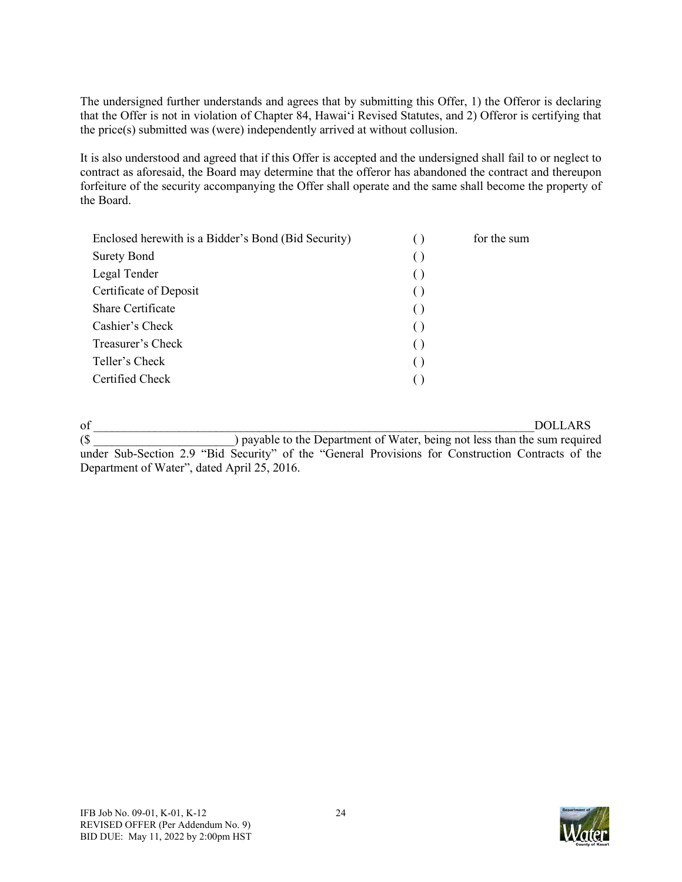The undersigned further understands and agrees that by submitting this Offer, 1) the Offeror is declaring that the Offer is not in violation of Chapter 84, Hawaiʻi Revised Statutes, and 2) Offeror is certifying that the price(s) submitted was (were) independently arrived at without collusion.

It is also understood and agreed that if this Offer is accepted and the undersigned shall fail to or neglect to contract as aforesaid, the Board may determine that the offeror has abandoned the contract and thereupon forfeiture of the security accompanying the Offer shall operate and the same shall become the property of the Board.

| | | |
|---|---|---|
| Enclosed herewith is a Bidder's Bond (Bid Security) | ( ) | for the sum |
| Surety Bond | ( ) | |
| Legal Tender | ( ) | |
| Certificate of Deposit | ( ) | |
| Share Certificate | ( ) | |
| Cashier's Check | ( ) | |
| Treasurer's Check | ( ) | |
| Teller's Check | ( ) | |
| Certified Check | ( ) | |

of ______________________________________________________________________________DOLLARS ($ _______________________) payable to the Department of Water, being not less than the sum required under Sub-Section 2.9 "Bid Security" of the "General Provisions for Construction Contracts of the Department of Water", dated April 25, 2016.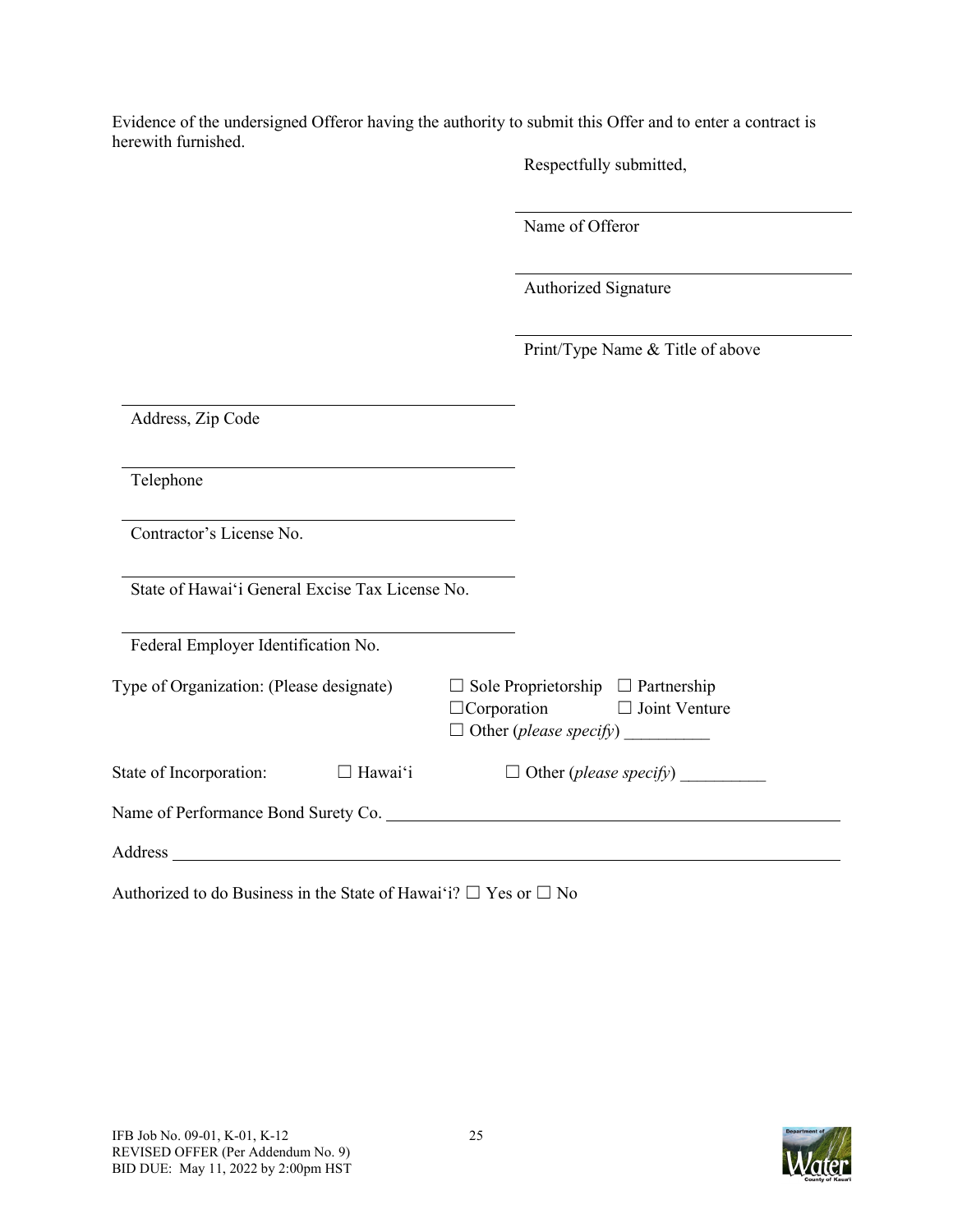Evidence of the undersigned Offeror having the authority to submit this Offer and to enter a contract is herewith furnished.

Respectfully submitted,

\_\_\_\_\_\_\_\_\_\_\_\_\_\_\_\_\_\_\_\_\_\_\_\_\_\_\_\_\_\_\_\_\_\_\_\_
Name of Offeror

\_\_\_\_\_\_\_\_\_\_\_\_\_\_\_\_\_\_\_\_\_\_\_\_\_\_\_\_\_\_\_\_\_\_\_\_
Authorized Signature

\_\_\_\_\_\_\_\_\_\_\_\_\_\_\_\_\_\_\_\_\_\_\_\_\_\_\_\_\_\_\_\_\_\_\_\_
Print/Type Name & Title of above

\_\_\_\_\_\_\_\_\_\_\_\_\_\_\_\_\_\_\_\_\_\_\_\_\_\_\_\_\_\_\_\_\_\_\_\_
Address, Zip Code

\_\_\_\_\_\_\_\_\_\_\_\_\_\_\_\_\_\_\_\_\_\_\_\_\_\_\_\_\_\_\_\_\_\_\_\_
Telephone

\_\_\_\_\_\_\_\_\_\_\_\_\_\_\_\_\_\_\_\_\_\_\_\_\_\_\_\_\_\_\_\_\_\_\_\_
Contractor's License No.

\_\_\_\_\_\_\_\_\_\_\_\_\_\_\_\_\_\_\_\_\_\_\_\_\_\_\_\_\_\_\_\_\_\_\_\_
State of Hawai‘i General Excise Tax License No.

\_\_\_\_\_\_\_\_\_\_\_\_\_\_\_\_\_\_\_\_\_\_\_\_\_\_\_\_\_\_\_\_\_\_\_\_
Federal Employer Identification No.

Type of Organization: (Please designate) ☐ Sole Proprietorship ☐ Partnership ☐Corporation ☐ Joint Venture ☐ Other (*please specify*) \_\_\_\_\_\_\_\_\_\_

State of Incorporation: ☐ Hawai‘i ☐ Other (*please specify*) \_\_\_\_\_\_\_\_\_\_

Name of Performance Bond Surety Co. \_\_\_\_\_\_\_\_\_\_\_\_\_\_\_\_\_\_\_\_\_\_\_\_\_\_\_\_\_\_\_\_\_\_\_\_

Address \_\_\_\_\_\_\_\_\_\_\_\_\_\_\_\_\_\_\_\_\_\_\_\_\_\_\_\_\_\_\_\_\_\_\_\_\_\_\_\_\_\_\_\_\_\_\_\_\_\_\_\_\_\_\_\_

Authorized to do Business in the State of Hawai‘i? ☐ Yes or ☐ No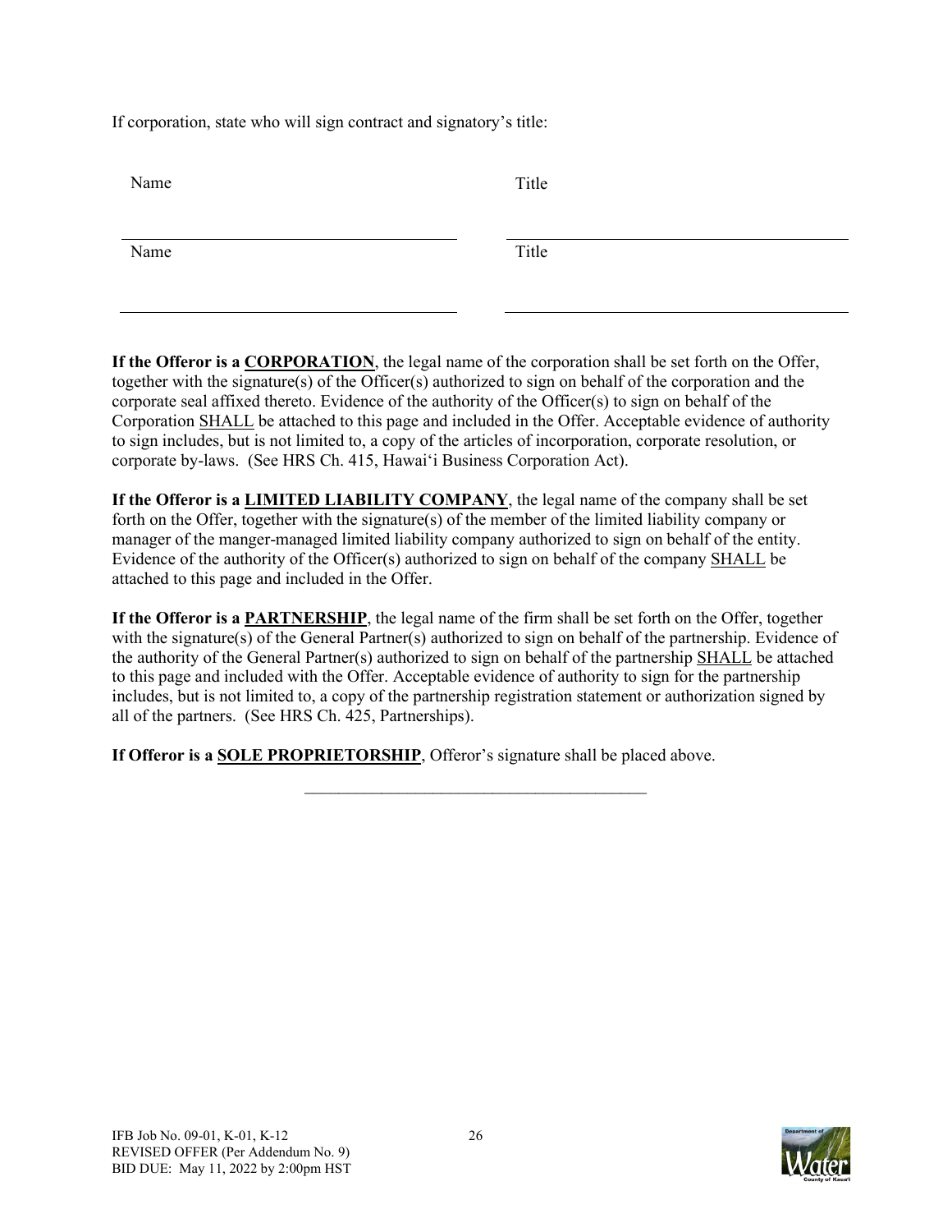If corporation, state who will sign contract and signatory's title:

| Name | Title |
| --- | --- |
| | |
| Name | Title |
| | |

**If the Offeror is a <u>CORPORATION</u>**, the legal name of the corporation shall be set forth on the Offer, together with the signature(s) of the Officer(s) authorized to sign on behalf of the corporation and the corporate seal affixed thereto. Evidence of the authority of the Officer(s) to sign on behalf of the Corporation <u>SHALL</u> be attached to this page and included in the Offer. Acceptable evidence of authority to sign includes, but is not limited to, a copy of the articles of incorporation, corporate resolution, or corporate by-laws. (See HRS Ch. 415, Hawaiʻi Business Corporation Act).

**If the Offeror is a <u>LIMITED LIABILITY COMPANY</u>**, the legal name of the company shall be set forth on the Offer, together with the signature(s) of the member of the limited liability company or manager of the manger-managed limited liability company authorized to sign on behalf of the entity. Evidence of the authority of the Officer(s) authorized to sign on behalf of the company <u>SHALL</u> be attached to this page and included in the Offer.

**If the Offeror is a <u>PARTNERSHIP</u>**, the legal name of the firm shall be set forth on the Offer, together with the signature(s) of the General Partner(s) authorized to sign on behalf of the partnership. Evidence of the authority of the General Partner(s) authorized to sign on behalf of the partnership <u>SHALL</u> be attached to this page and included with the Offer. Acceptable evidence of authority to sign for the partnership includes, but is not limited to, a copy of the partnership registration statement or authorization signed by all of the partners. (See HRS Ch. 425, Partnerships).

**If Offeror is a <u>SOLE PROPRIETORSHIP</u>**, Offeror's signature shall be placed above.

\_\_\_\_\_\_\_\_\_\_\_\_\_\_\_\_\_\_\_\_\_\_\_\_\_\_\_\_\_\_\_\_\_\_\_\_\_\_\_\_